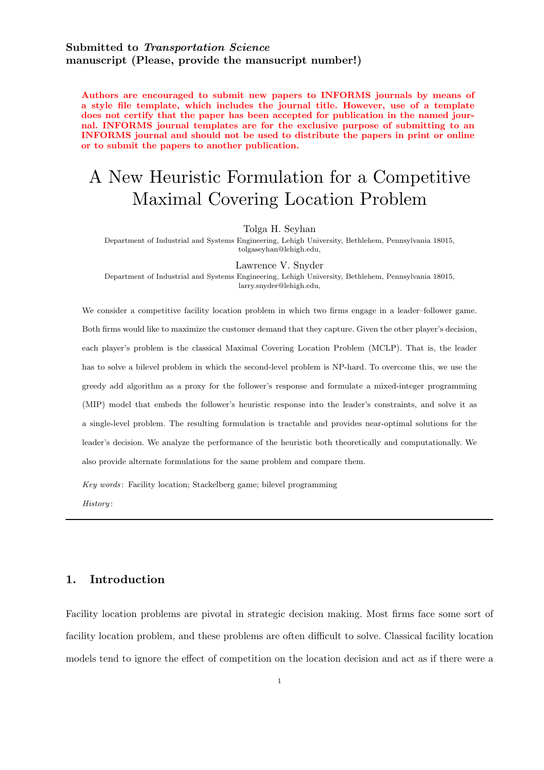**Submitted to *Transportation Science***
**manuscript (Please, provide the mansucript number!)**

**Authors are encouraged to submit new papers to INFORMS journals by means of a style file template, which includes the journal title. However, use of a template does not certify that the paper has been accepted for publication in the named journal. INFORMS journal templates are for the exclusive purpose of submitting to an INFORMS journal and should not be used to distribute the papers in print or online or to submit the papers to another publication.**

# A New Heuristic Formulation for a Competitive Maximal Covering Location Problem

Tolga H. Seyhan
Department of Industrial and Systems Engineering, Lehigh University, Bethlehem, Pennsylvania 18015, tolgaseyhan@lehigh.edu,

Lawrence V. Snyder
Department of Industrial and Systems Engineering, Lehigh University, Bethlehem, Pennsylvania 18015, larry.snyder@lehigh.edu,

We consider a competitive facility location problem in which two firms engage in a leader–follower game. Both firms would like to maximize the customer demand that they capture. Given the other player's decision, each player's problem is the classical Maximal Covering Location Problem (MCLP). That is, the leader has to solve a bilevel problem in which the second-level problem is NP-hard. To overcome this, we use the greedy add algorithm as a proxy for the follower's response and formulate a mixed-integer programming (MIP) model that embeds the follower's heuristic response into the leader's constraints, and solve it as a single-level problem. The resulting formulation is tractable and provides near-optimal solutions for the leader's decision. We analyze the performance of the heuristic both theoretically and computationally. We also provide alternate formulations for the same problem and compare them.

*Key words*: Facility location; Stackelberg game; bilevel programming

*History*:

## 1. Introduction

Facility location problems are pivotal in strategic decision making. Most firms face some sort of facility location problem, and these problems are often difficult to solve. Classical facility location models tend to ignore the effect of competition on the location decision and act as if there were a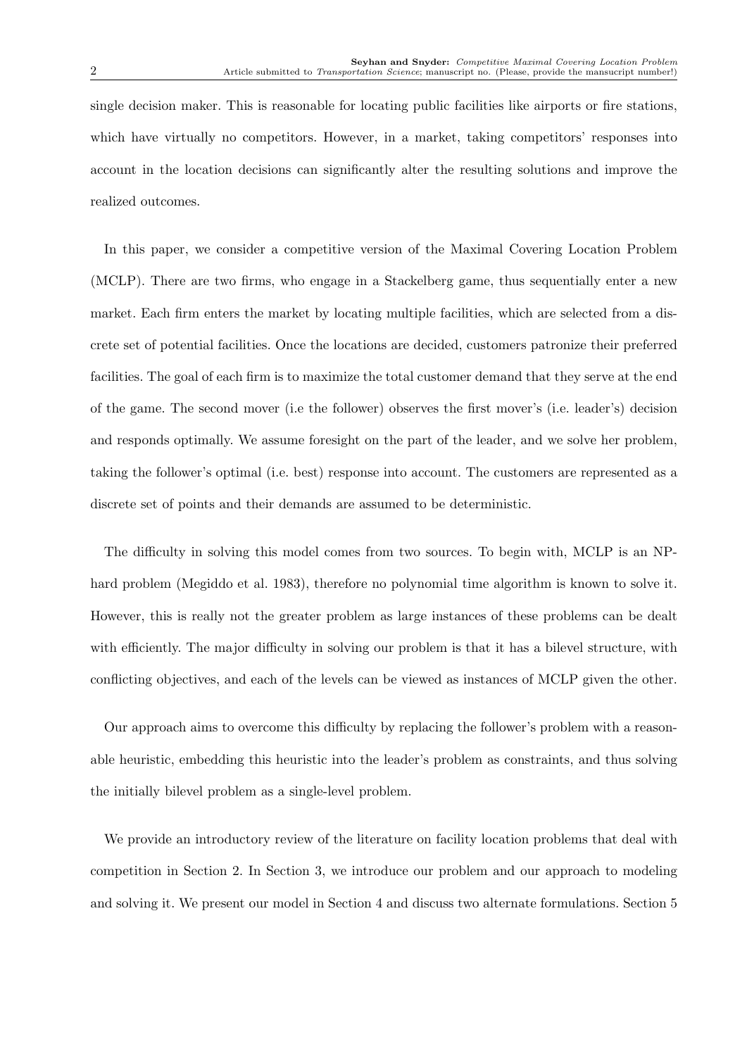single decision maker. This is reasonable for locating public facilities like airports or fire stations, which have virtually no competitors. However, in a market, taking competitors' responses into account in the location decisions can significantly alter the resulting solutions and improve the realized outcomes.

In this paper, we consider a competitive version of the Maximal Covering Location Problem (MCLP). There are two firms, who engage in a Stackelberg game, thus sequentially enter a new market. Each firm enters the market by locating multiple facilities, which are selected from a discrete set of potential facilities. Once the locations are decided, customers patronize their preferred facilities. The goal of each firm is to maximize the total customer demand that they serve at the end of the game. The second mover (i.e the follower) observes the first mover's (i.e. leader's) decision and responds optimally. We assume foresight on the part of the leader, and we solve her problem, taking the follower's optimal (i.e. best) response into account. The customers are represented as a discrete set of points and their demands are assumed to be deterministic.

The difficulty in solving this model comes from two sources. To begin with, MCLP is an NP-hard problem (Megiddo et al. 1983), therefore no polynomial time algorithm is known to solve it. However, this is really not the greater problem as large instances of these problems can be dealt with efficiently. The major difficulty in solving our problem is that it has a bilevel structure, with conflicting objectives, and each of the levels can be viewed as instances of MCLP given the other.

Our approach aims to overcome this difficulty by replacing the follower's problem with a reasonable heuristic, embedding this heuristic into the leader's problem as constraints, and thus solving the initially bilevel problem as a single-level problem.

We provide an introductory review of the literature on facility location problems that deal with competition in Section 2. In Section 3, we introduce our problem and our approach to modeling and solving it. We present our model in Section 4 and discuss two alternate formulations. Section 5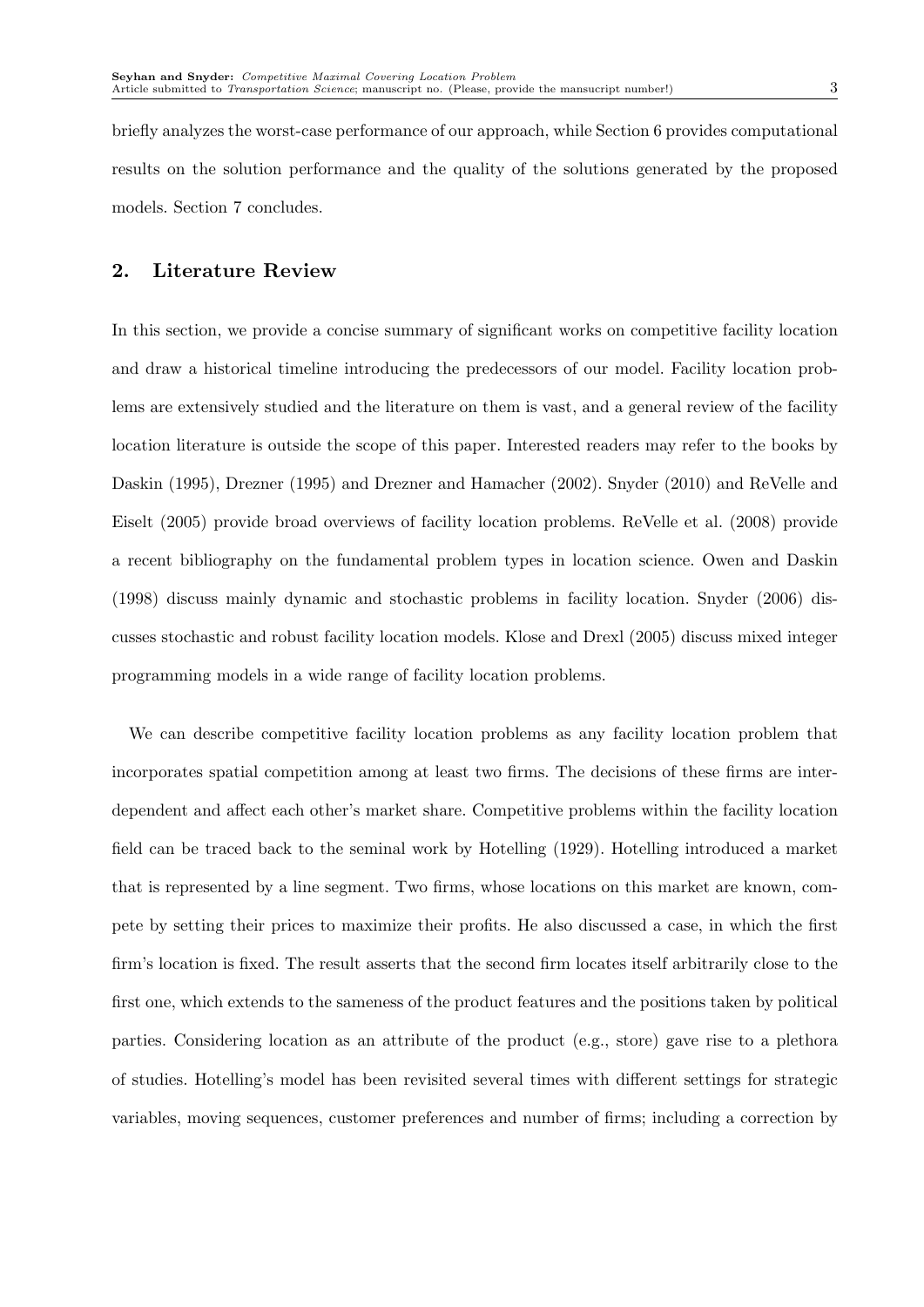briefly analyzes the worst-case performance of our approach, while Section 6 provides computational results on the solution performance and the quality of the solutions generated by the proposed models. Section 7 concludes.

## 2. Literature Review

In this section, we provide a concise summary of significant works on competitive facility location and draw a historical timeline introducing the predecessors of our model. Facility location problems are extensively studied and the literature on them is vast, and a general review of the facility location literature is outside the scope of this paper. Interested readers may refer to the books by Daskin (1995), Drezner (1995) and Drezner and Hamacher (2002). Snyder (2010) and ReVelle and Eiselt (2005) provide broad overviews of facility location problems. ReVelle et al. (2008) provide a recent bibliography on the fundamental problem types in location science. Owen and Daskin (1998) discuss mainly dynamic and stochastic problems in facility location. Snyder (2006) discusses stochastic and robust facility location models. Klose and Drexl (2005) discuss mixed integer programming models in a wide range of facility location problems.

We can describe competitive facility location problems as any facility location problem that incorporates spatial competition among at least two firms. The decisions of these firms are interdependent and affect each other's market share. Competitive problems within the facility location field can be traced back to the seminal work by Hotelling (1929). Hotelling introduced a market that is represented by a line segment. Two firms, whose locations on this market are known, compete by setting their prices to maximize their profits. He also discussed a case, in which the first firm's location is fixed. The result asserts that the second firm locates itself arbitrarily close to the first one, which extends to the sameness of the product features and the positions taken by political parties. Considering location as an attribute of the product (e.g., store) gave rise to a plethora of studies. Hotelling's model has been revisited several times with different settings for strategic variables, moving sequences, customer preferences and number of firms; including a correction by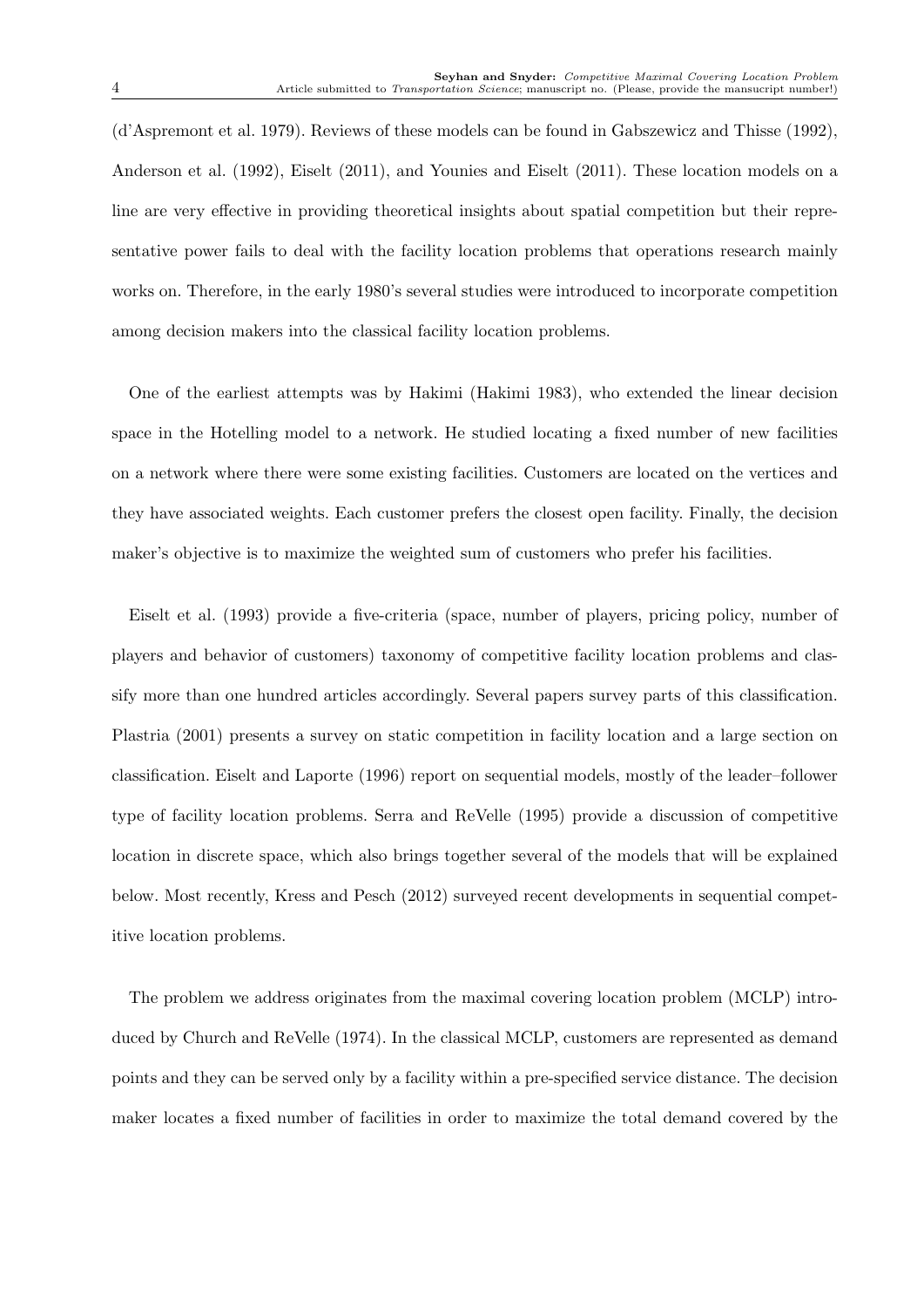(d'Aspremont et al. 1979). Reviews of these models can be found in Gabszewicz and Thisse (1992), Anderson et al. (1992), Eiselt (2011), and Younies and Eiselt (2011). These location models on a line are very effective in providing theoretical insights about spatial competition but their representative power fails to deal with the facility location problems that operations research mainly works on. Therefore, in the early 1980's several studies were introduced to incorporate competition among decision makers into the classical facility location problems.

One of the earliest attempts was by Hakimi (Hakimi 1983), who extended the linear decision space in the Hotelling model to a network. He studied locating a fixed number of new facilities on a network where there were some existing facilities. Customers are located on the vertices and they have associated weights. Each customer prefers the closest open facility. Finally, the decision maker's objective is to maximize the weighted sum of customers who prefer his facilities.

Eiselt et al. (1993) provide a five-criteria (space, number of players, pricing policy, number of players and behavior of customers) taxonomy of competitive facility location problems and classify more than one hundred articles accordingly. Several papers survey parts of this classification. Plastria (2001) presents a survey on static competition in facility location and a large section on classification. Eiselt and Laporte (1996) report on sequential models, mostly of the leader–follower type of facility location problems. Serra and ReVelle (1995) provide a discussion of competitive location in discrete space, which also brings together several of the models that will be explained below. Most recently, Kress and Pesch (2012) surveyed recent developments in sequential competitive location problems.

The problem we address originates from the maximal covering location problem (MCLP) introduced by Church and ReVelle (1974). In the classical MCLP, customers are represented as demand points and they can be served only by a facility within a pre-specified service distance. The decision maker locates a fixed number of facilities in order to maximize the total demand covered by the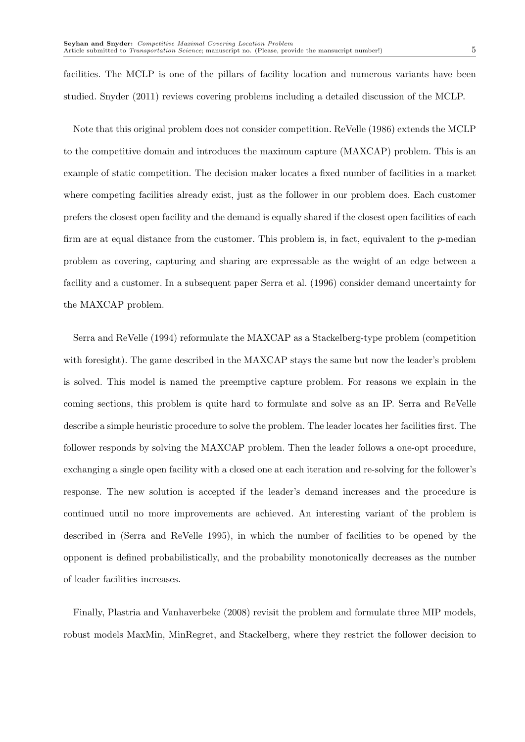facilities. The MCLP is one of the pillars of facility location and numerous variants have been studied. Snyder (2011) reviews covering problems including a detailed discussion of the MCLP.

Note that this original problem does not consider competition. ReVelle (1986) extends the MCLP to the competitive domain and introduces the maximum capture (MAXCAP) problem. This is an example of static competition. The decision maker locates a fixed number of facilities in a market where competing facilities already exist, just as the follower in our problem does. Each customer prefers the closest open facility and the demand is equally shared if the closest open facilities of each firm are at equal distance from the customer. This problem is, in fact, equivalent to the $p$-median problem as covering, capturing and sharing are expressable as the weight of an edge between a facility and a customer. In a subsequent paper Serra et al. (1996) consider demand uncertainty for the MAXCAP problem.

Serra and ReVelle (1994) reformulate the MAXCAP as a Stackelberg-type problem (competition with foresight). The game described in the MAXCAP stays the same but now the leader's problem is solved. This model is named the preemptive capture problem. For reasons we explain in the coming sections, this problem is quite hard to formulate and solve as an IP. Serra and ReVelle describe a simple heuristic procedure to solve the problem. The leader locates her facilities first. The follower responds by solving the MAXCAP problem. Then the leader follows a one-opt procedure, exchanging a single open facility with a closed one at each iteration and re-solving for the follower's response. The new solution is accepted if the leader's demand increases and the procedure is continued until no more improvements are achieved. An interesting variant of the problem is described in (Serra and ReVelle 1995), in which the number of facilities to be opened by the opponent is defined probabilistically, and the probability monotonically decreases as the number of leader facilities increases.

Finally, Plastria and Vanhaverbeke (2008) revisit the problem and formulate three MIP models, robust models MaxMin, MinRegret, and Stackelberg, where they restrict the follower decision to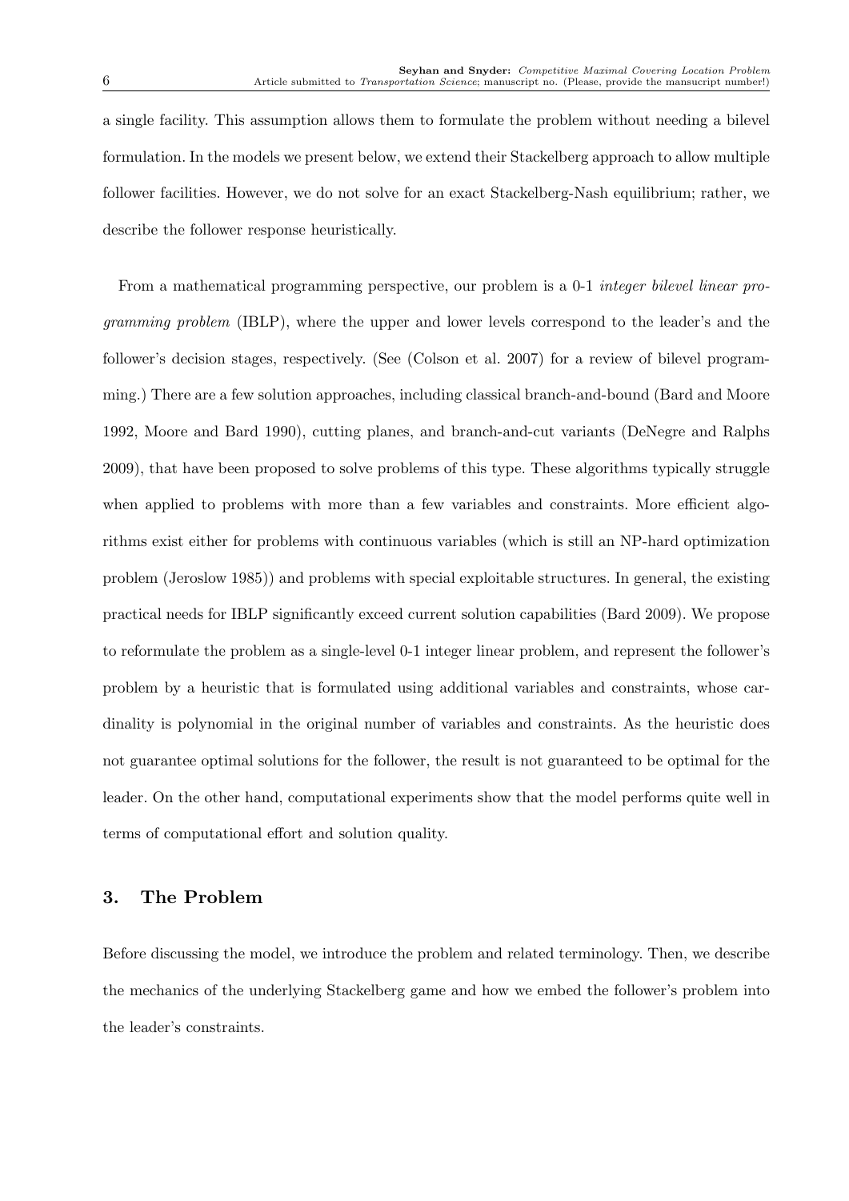a single facility. This assumption allows them to formulate the problem without needing a bilevel formulation. In the models we present below, we extend their Stackelberg approach to allow multiple follower facilities. However, we do not solve for an exact Stackelberg-Nash equilibrium; rather, we describe the follower response heuristically.

From a mathematical programming perspective, our problem is a 0-1 *integer bilevel linear programming problem* (IBLP), where the upper and lower levels correspond to the leader's and the follower's decision stages, respectively. (See (Colson et al. 2007) for a review of bilevel programming.) There are a few solution approaches, including classical branch-and-bound (Bard and Moore 1992, Moore and Bard 1990), cutting planes, and branch-and-cut variants (DeNegre and Ralphs 2009), that have been proposed to solve problems of this type. These algorithms typically struggle when applied to problems with more than a few variables and constraints. More efficient algorithms exist either for problems with continuous variables (which is still an NP-hard optimization problem (Jeroslow 1985)) and problems with special exploitable structures. In general, the existing practical needs for IBLP significantly exceed current solution capabilities (Bard 2009). We propose to reformulate the problem as a single-level 0-1 integer linear problem, and represent the follower's problem by a heuristic that is formulated using additional variables and constraints, whose cardinality is polynomial in the original number of variables and constraints. As the heuristic does not guarantee optimal solutions for the follower, the result is not guaranteed to be optimal for the leader. On the other hand, computational experiments show that the model performs quite well in terms of computational effort and solution quality.

## 3. The Problem

Before discussing the model, we introduce the problem and related terminology. Then, we describe the mechanics of the underlying Stackelberg game and how we embed the follower's problem into the leader's constraints.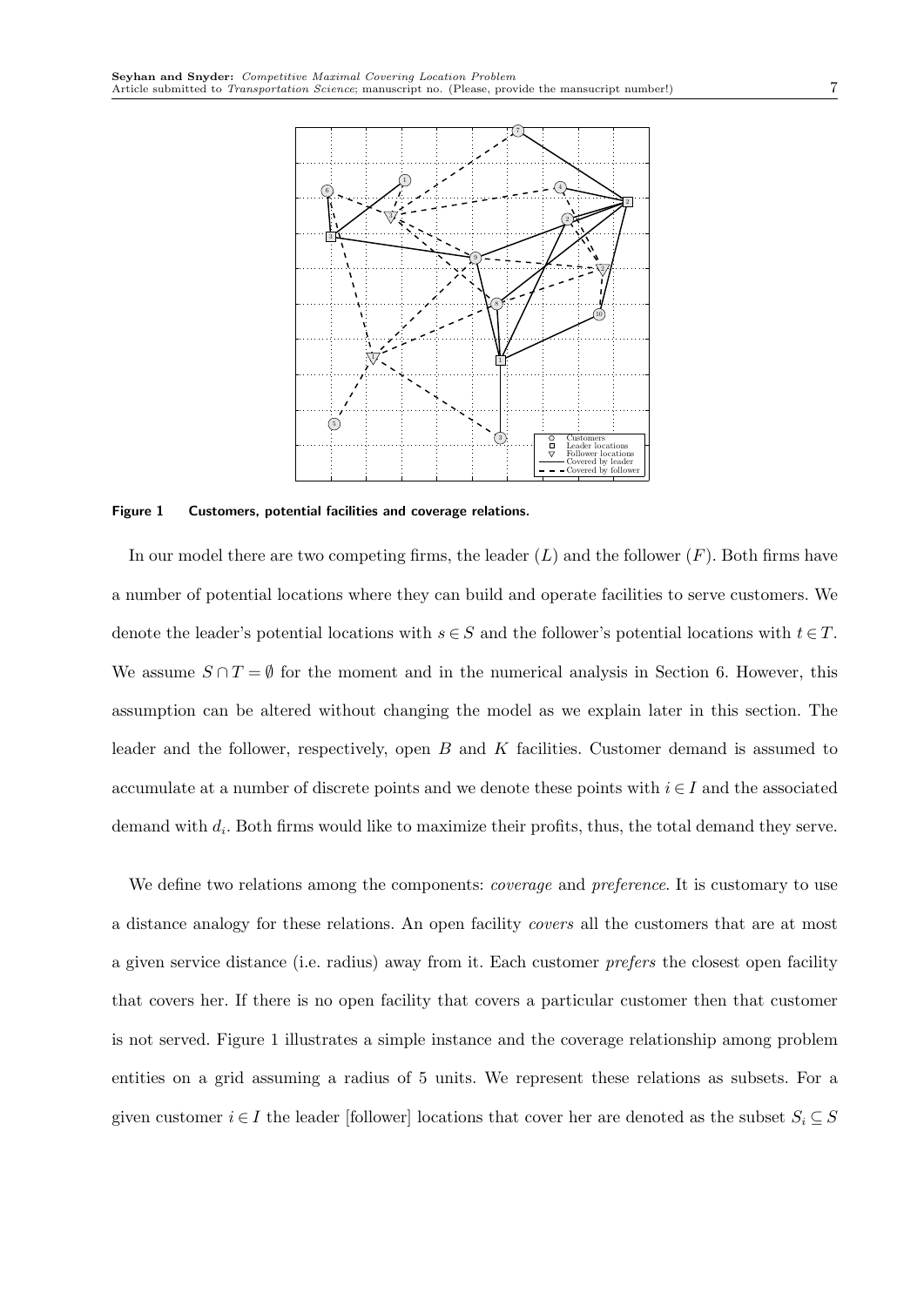Customers
Leader locations
Follower locations
Covered by leader
Covered by follower

**Figure 1 Customers, potential facilities and coverage relations.**

In our model there are two competing firms, the leader ($L$) and the follower ($F$). Both firms have a number of potential locations where they can build and operate facilities to serve customers. We denote the leader's potential locations with $s \in S$ and the follower's potential locations with $t \in T$. We assume $S \cap T = \emptyset$ for the moment and in the numerical analysis in Section 6. However, this assumption can be altered without changing the model as we explain later in this section. The leader and the follower, respectively, open $B$ and $K$ facilities. Customer demand is assumed to accumulate at a number of discrete points and we denote these points with $i \in I$ and the associated demand with $d_i$. Both firms would like to maximize their profits, thus, the total demand they serve.

We define two relations among the components: *coverage* and *preference*. It is customary to use a distance analogy for these relations. An open facility *covers* all the customers that are at most a given service distance (i.e. radius) away from it. Each customer *prefers* the closest open facility that covers her. If there is no open facility that covers a particular customer then that customer is not served. Figure 1 illustrates a simple instance and the coverage relationship among problem entities on a grid assuming a radius of 5 units. We represent these relations as subsets. For a given customer $i \in I$ the leader [follower] locations that cover her are denoted as the subset $S_i \subseteq S$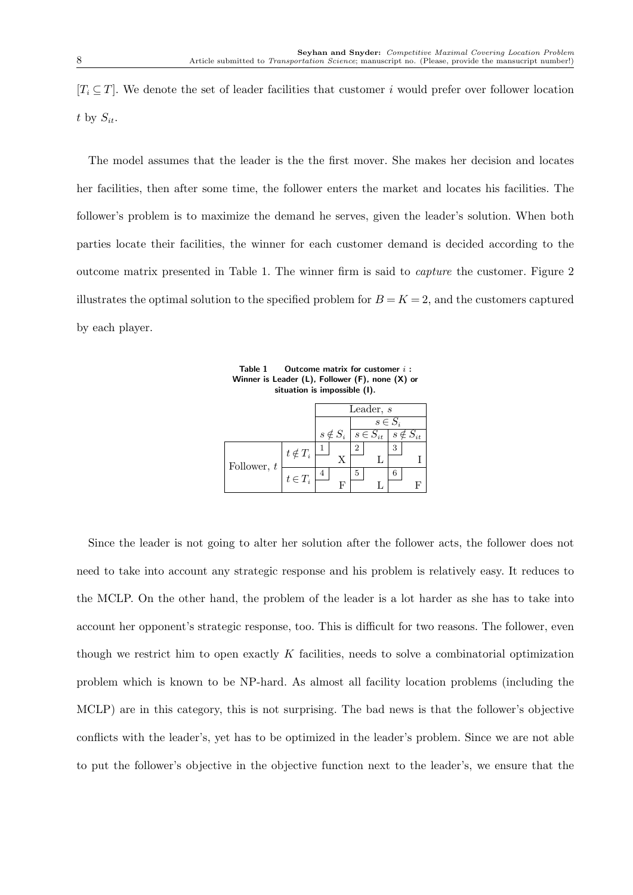$[T_i \subseteq T]$. We denote the set of leader facilities that customer $i$ would prefer over follower location $t$ by $S_{it}$.

The model assumes that the leader is the the first mover. She makes her decision and locates her facilities, then after some time, the follower enters the market and locates his facilities. The follower's problem is to maximize the demand he serves, given the leader's solution. When both parties locate their facilities, the winner for each customer demand is decided according to the outcome matrix presented in Table 1. The winner firm is said to *capture* the customer. Figure 2 illustrates the optimal solution to the specified problem for $B = K = 2$, and the customers captured by each player.

**Table 1 Outcome matrix for customer $i$ : Winner is Leader (L), Follower (F), none (X) or situation is impossible (I).**

| | | Leader, $s$ | | |
|---|---|---|---|---|
| | | | $s \in S_i$ | |
| | | $s \notin S_i$ | $s \in S_{it}$ | $s \notin S_{it}$ |
| Follower, $t$ | $t \notin T_i$ | 1 X | 2 L | 3 I |
| | $t \in T_i$ | 4 F | 5 L | 6 F |

Since the leader is not going to alter her solution after the follower acts, the follower does not need to take into account any strategic response and his problem is relatively easy. It reduces to the MCLP. On the other hand, the problem of the leader is a lot harder as she has to take into account her opponent's strategic response, too. This is difficult for two reasons. The follower, even though we restrict him to open exactly $K$ facilities, needs to solve a combinatorial optimization problem which is known to be NP-hard. As almost all facility location problems (including the MCLP) are in this category, this is not surprising. The bad news is that the follower's objective conflicts with the leader's, yet has to be optimized in the leader's problem. Since we are not able to put the follower's objective in the objective function next to the leader's, we ensure that the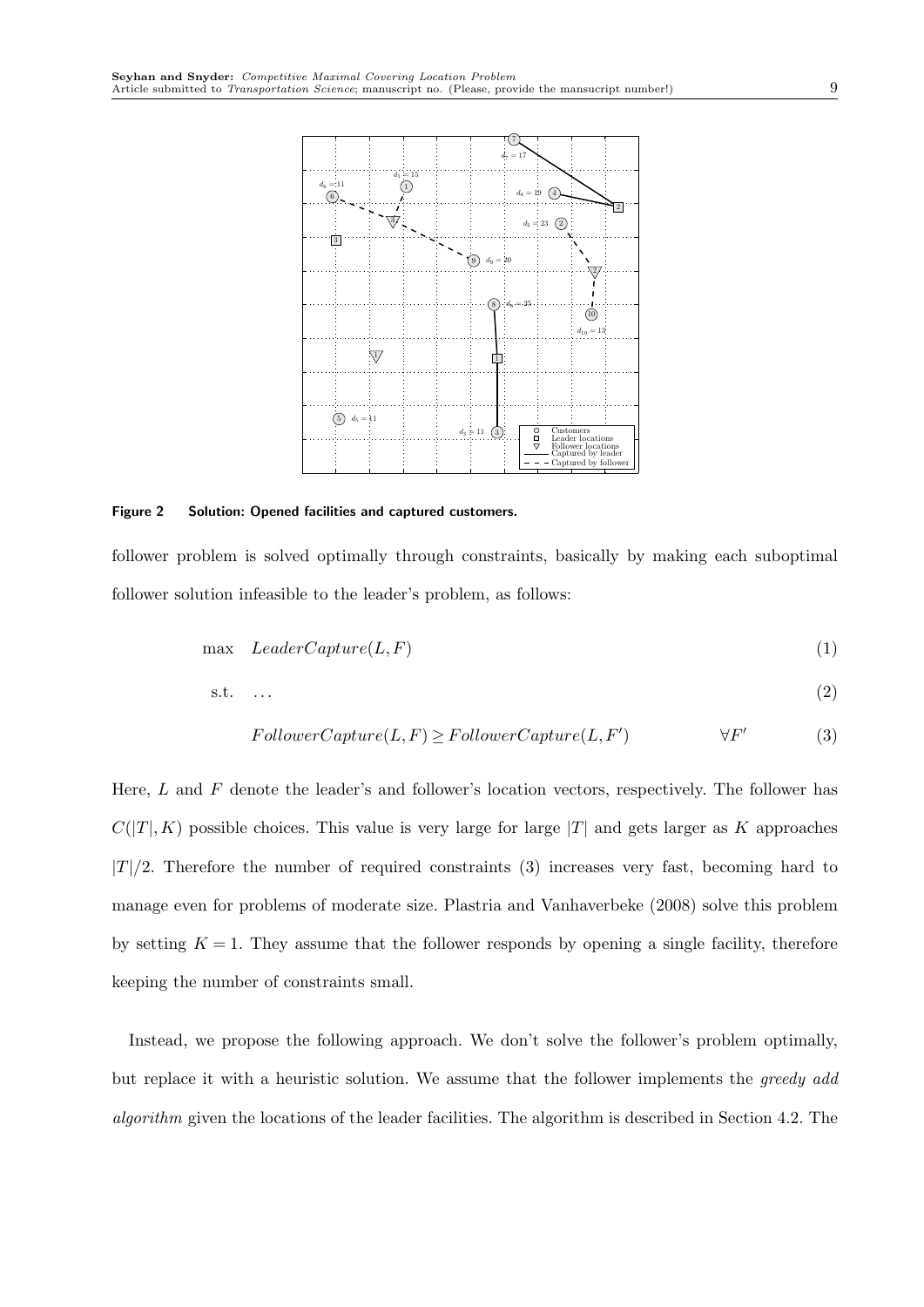$d_7 = 17$

$d_1 = 15$

$d_6 = 11$

$d_4 = 19$

$d_2 = 23$

$d_9 = 20$

$d_8 = 25$

$d_{10} = 13$

$d_5 = 11$

$d_3 = 11$

Customers
Leader locations
Follower locations
Captured by leader
Captured by follower

**Figure 2 Solution: Opened facilities and captured customers.**

follower problem is solved optimally through constraints, basically by making each suboptimal follower solution infeasible to the leader's problem, as follows:

$$\max \quad LeaderCapture(L, F) \tag{1}$$

$$\text{s.t.} \quad \ldots \tag{2}$$

$$FollowerCapture(L, F) \geq FollowerCapture(L, F') \qquad \forall F' \tag{3}$$

Here, $L$ and $F$ denote the leader's and follower's location vectors, respectively. The follower has $C(|T|, K)$ possible choices. This value is very large for large $|T|$ and gets larger as $K$ approaches $|T|/2$. Therefore the number of required constraints (3) increases very fast, becoming hard to manage even for problems of moderate size. Plastria and Vanhaverbeke (2008) solve this problem by setting $K = 1$. They assume that the follower responds by opening a single facility, therefore keeping the number of constraints small.

Instead, we propose the following approach. We don't solve the follower's problem optimally, but replace it with a heuristic solution. We assume that the follower implements the *greedy add algorithm* given the locations of the leader facilities. The algorithm is described in Section 4.2. The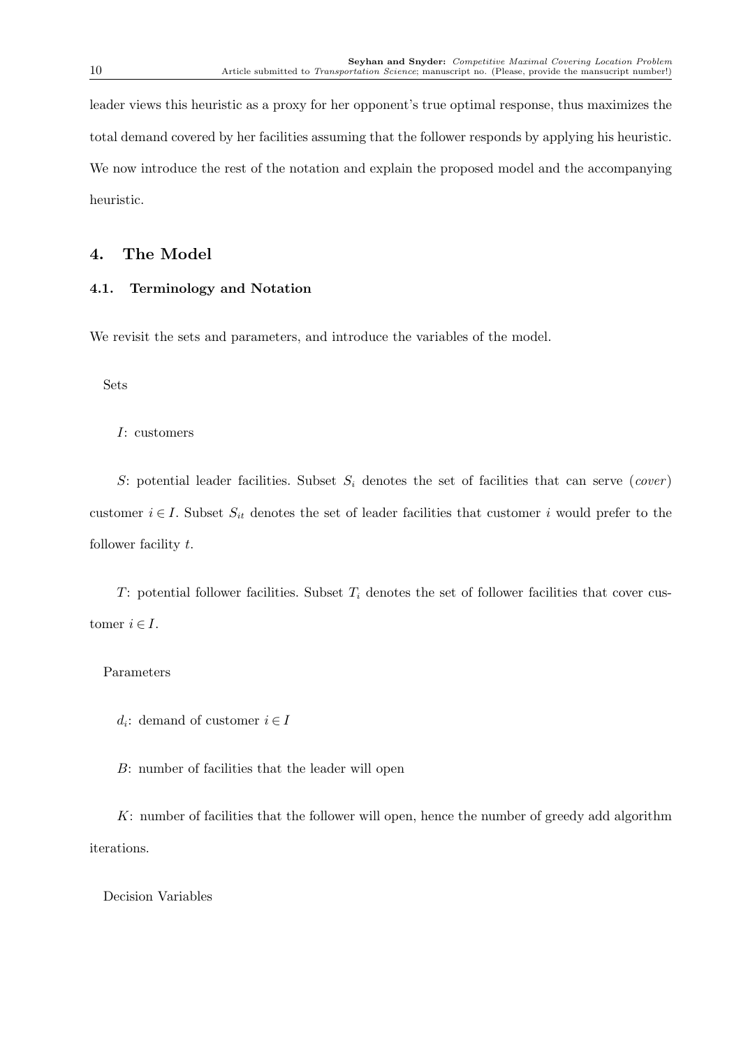leader views this heuristic as a proxy for her opponent's true optimal response, thus maximizes the total demand covered by her facilities assuming that the follower responds by applying his heuristic. We now introduce the rest of the notation and explain the proposed model and the accompanying heuristic.

## 4. The Model

### 4.1. Terminology and Notation

We revisit the sets and parameters, and introduce the variables of the model.

Sets

$I$: customers

$S$: potential leader facilities. Subset $S_i$ denotes the set of facilities that can serve (*cover*) customer $i \in I$. Subset $S_{it}$ denotes the set of leader facilities that customer $i$ would prefer to the follower facility $t$.

$T$: potential follower facilities. Subset $T_i$ denotes the set of follower facilities that cover customer $i \in I$.

Parameters

$d_i$: demand of customer $i \in I$

$B$: number of facilities that the leader will open

$K$: number of facilities that the follower will open, hence the number of greedy add algorithm iterations.

Decision Variables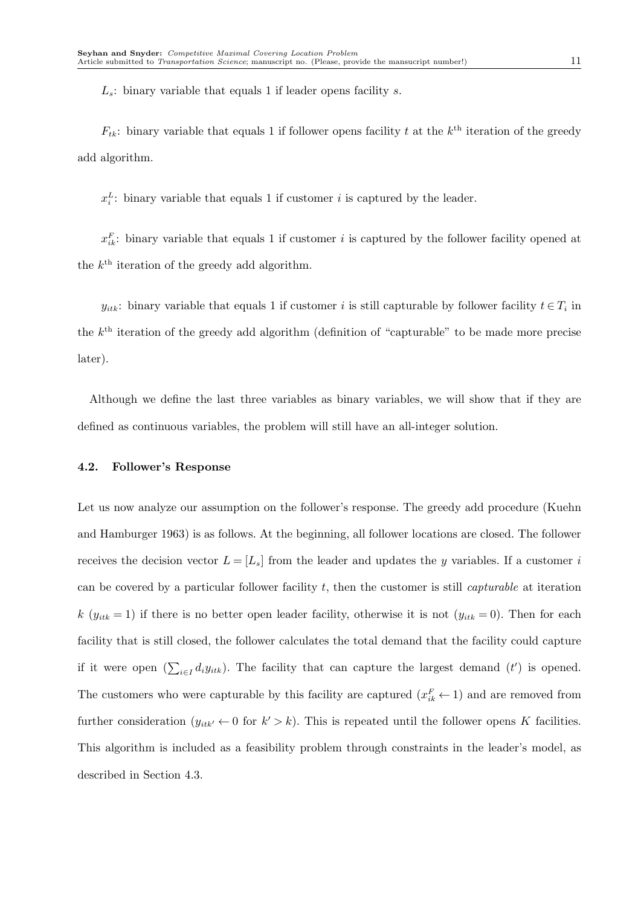$L_s$: binary variable that equals 1 if leader opens facility $s$.

$F_{tk}$: binary variable that equals 1 if follower opens facility $t$ at the $k^{\text{th}}$ iteration of the greedy add algorithm.

$x_i^L$: binary variable that equals 1 if customer $i$ is captured by the leader.

$x_{ik}^F$: binary variable that equals 1 if customer $i$ is captured by the follower facility opened at the $k^{\text{th}}$ iteration of the greedy add algorithm.

$y_{itk}$: binary variable that equals 1 if customer $i$ is still capturable by follower facility $t \in T_i$ in the $k^{\text{th}}$ iteration of the greedy add algorithm (definition of "capturable" to be made more precise later).

Although we define the last three variables as binary variables, we will show that if they are defined as continuous variables, the problem will still have an all-integer solution.

### 4.2. Follower's Response

Let us now analyze our assumption on the follower's response. The greedy add procedure (Kuehn and Hamburger 1963) is as follows. At the beginning, all follower locations are closed. The follower receives the decision vector $L = [L_s]$ from the leader and updates the $y$ variables. If a customer $i$ can be covered by a particular follower facility $t$, then the customer is still *capturable* at iteration $k$ ($y_{itk} = 1$) if there is no better open leader facility, otherwise it is not ($y_{itk} = 0$). Then for each facility that is still closed, the follower calculates the total demand that the facility could capture if it were open ($\sum_{i \in I} d_i y_{itk}$). The facility that can capture the largest demand ($t'$) is opened. The customers who were capturable by this facility are captured ($x_{ik}^F \leftarrow 1$) and are removed from further consideration ($y_{itk'} \leftarrow 0$ for $k' > k$). This is repeated until the follower opens $K$ facilities. This algorithm is included as a feasibility problem through constraints in the leader's model, as described in Section 4.3.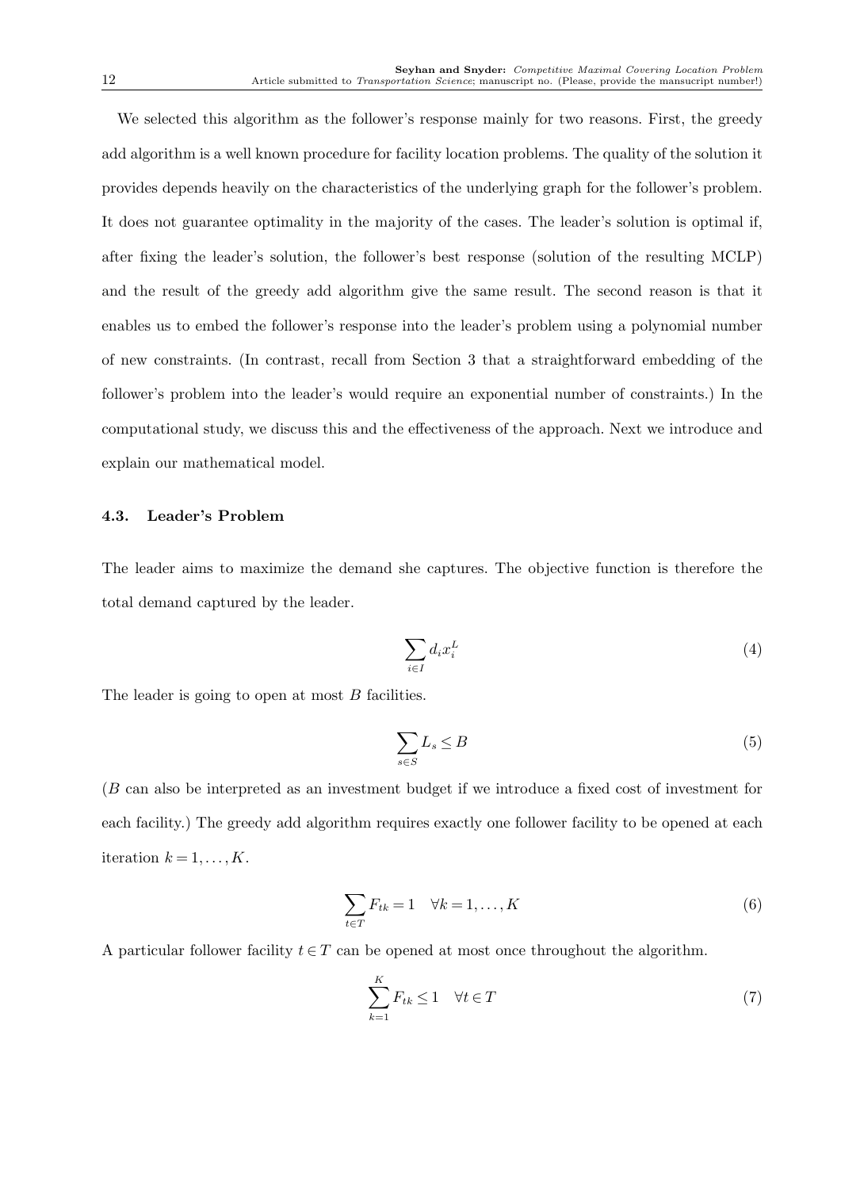We selected this algorithm as the follower's response mainly for two reasons. First, the greedy add algorithm is a well known procedure for facility location problems. The quality of the solution it provides depends heavily on the characteristics of the underlying graph for the follower's problem. It does not guarantee optimality in the majority of the cases. The leader's solution is optimal if, after fixing the leader's solution, the follower's best response (solution of the resulting MCLP) and the result of the greedy add algorithm give the same result. The second reason is that it enables us to embed the follower's response into the leader's problem using a polynomial number of new constraints. (In contrast, recall from Section 3 that a straightforward embedding of the follower's problem into the leader's would require an exponential number of constraints.) In the computational study, we discuss this and the effectiveness of the approach. Next we introduce and explain our mathematical model.

### 4.3. Leader's Problem

The leader aims to maximize the demand she captures. The objective function is therefore the total demand captured by the leader.

$$\sum_{i \in I} d_i x_i^L \tag{4}$$

The leader is going to open at most $B$ facilities.

$$\sum_{s \in S} L_s \le B \tag{5}$$

($B$ can also be interpreted as an investment budget if we introduce a fixed cost of investment for each facility.) The greedy add algorithm requires exactly one follower facility to be opened at each iteration $k = 1, \ldots, K$.

$$\sum_{t \in T} F_{tk} = 1 \quad \forall k = 1, \ldots, K \tag{6}$$

A particular follower facility $t \in T$ can be opened at most once throughout the algorithm.

$$\sum_{k=1}^{K} F_{tk} \le 1 \quad \forall t \in T \tag{7}$$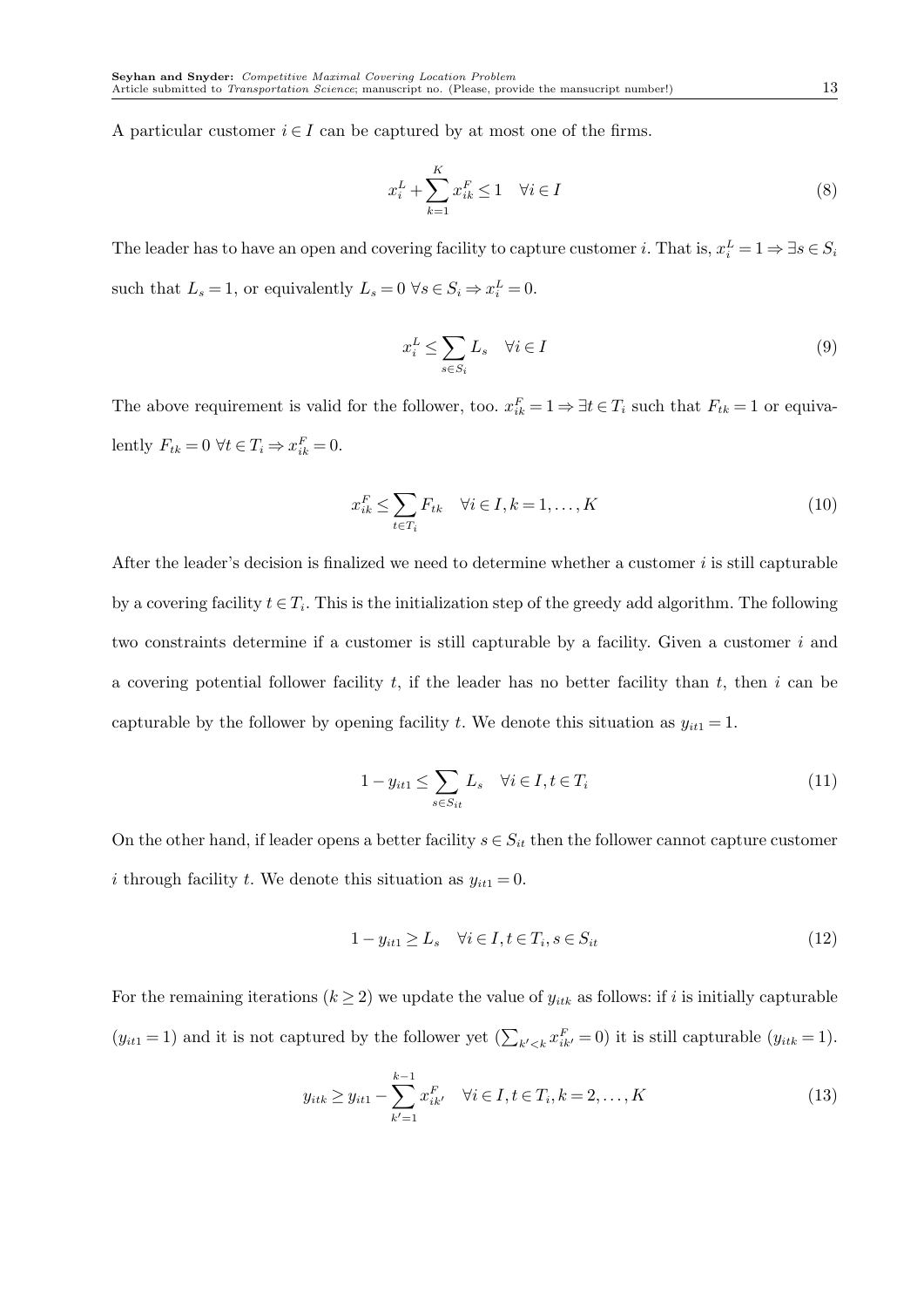A particular customer $i \in I$ can be captured by at most one of the firms.

$$x_i^L + \sum_{k=1}^{K} x_{ik}^F \leq 1 \quad \forall i \in I \tag{8}$$

The leader has to have an open and covering facility to capture customer $i$. That is, $x_i^L = 1 \Rightarrow \exists s \in S_i$ such that $L_s = 1$, or equivalently $L_s = 0 \ \forall s \in S_i \Rightarrow x_i^L = 0$.

$$x_i^L \leq \sum_{s \in S_i} L_s \quad \forall i \in I \tag{9}$$

The above requirement is valid for the follower, too. $x_{ik}^F = 1 \Rightarrow \exists t \in T_i$ such that $F_{tk} = 1$ or equivalently $F_{tk} = 0 \ \forall t \in T_i \Rightarrow x_{ik}^F = 0$.

$$x_{ik}^F \leq \sum_{t \in T_i} F_{tk} \quad \forall i \in I, k = 1, \ldots, K \tag{10}$$

After the leader's decision is finalized we need to determine whether a customer $i$ is still capturable by a covering facility $t \in T_i$. This is the initialization step of the greedy add algorithm. The following two constraints determine if a customer is still capturable by a facility. Given a customer $i$ and a covering potential follower facility $t$, if the leader has no better facility than $t$, then $i$ can be capturable by the follower by opening facility $t$. We denote this situation as $y_{it1} = 1$.

$$1 - y_{it1} \leq \sum_{s \in S_{it}} L_s \quad \forall i \in I, t \in T_i \tag{11}$$

On the other hand, if leader opens a better facility $s \in S_{it}$ then the follower cannot capture customer $i$ through facility $t$. We denote this situation as $y_{it1} = 0$.

$$1 - y_{it1} \geq L_s \quad \forall i \in I, t \in T_i, s \in S_{it} \tag{12}$$

For the remaining iterations ($k \geq 2$) we update the value of $y_{itk}$ as follows: if $i$ is initially capturable ($y_{it1} = 1$) and it is not captured by the follower yet ($\sum_{k' < k} x_{ik'}^F = 0$) it is still capturable ($y_{itk} = 1$).

$$y_{itk} \geq y_{it1} - \sum_{k'=1}^{k-1} x_{ik'}^F \quad \forall i \in I, t \in T_i, k = 2, \ldots, K \tag{13}$$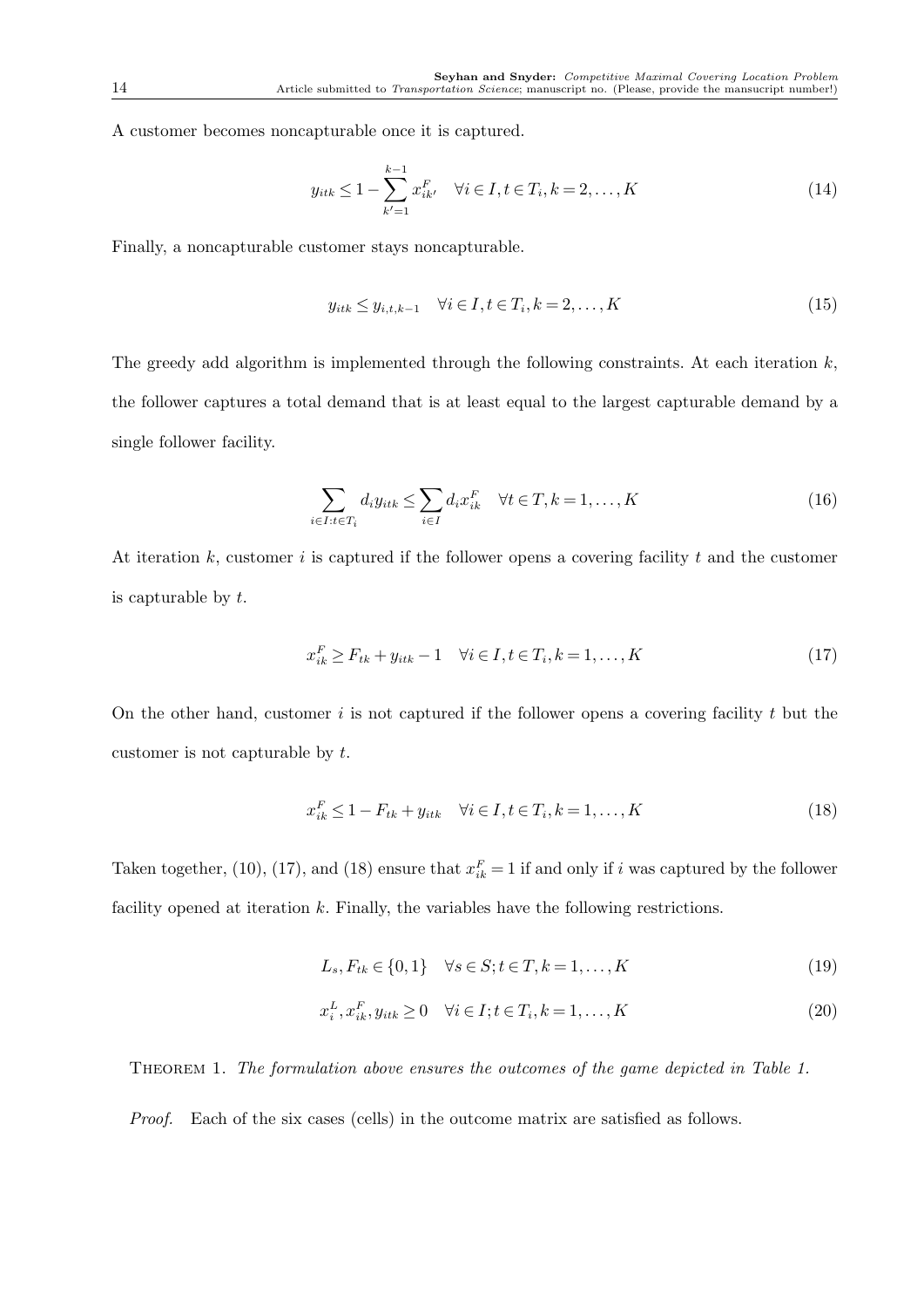A customer becomes noncapturable once it is captured.

$$y_{itk} \leq 1 - \sum_{k'=1}^{k-1} x^F_{ik'} \quad \forall i \in I, t \in T_i, k = 2, \ldots, K \tag{14}$$

Finally, a noncapturable customer stays noncapturable.

$$y_{itk} \leq y_{i,t,k-1} \quad \forall i \in I, t \in T_i, k = 2, \ldots, K \tag{15}$$

The greedy add algorithm is implemented through the following constraints. At each iteration $k$, the follower captures a total demand that is at least equal to the largest capturable demand by a single follower facility.

$$\sum_{i \in I: t \in T_i} d_i y_{itk} \leq \sum_{i \in I} d_i x^F_{ik} \quad \forall t \in T, k = 1, \ldots, K \tag{16}$$

At iteration $k$, customer $i$ is captured if the follower opens a covering facility $t$ and the customer is capturable by $t$.

$$x^F_{ik} \geq F_{tk} + y_{itk} - 1 \quad \forall i \in I, t \in T_i, k = 1, \ldots, K \tag{17}$$

On the other hand, customer $i$ is not captured if the follower opens a covering facility $t$ but the customer is not capturable by $t$.

$$x^F_{ik} \leq 1 - F_{tk} + y_{itk} \quad \forall i \in I, t \in T_i, k = 1, \ldots, K \tag{18}$$

Taken together, (10), (17), and (18) ensure that $x^F_{ik} = 1$ if and only if $i$ was captured by the follower facility opened at iteration $k$. Finally, the variables have the following restrictions.

$$L_s, F_{tk} \in \{0, 1\} \quad \forall s \in S; t \in T, k = 1, \ldots, K \tag{19}$$

$$x^L_i, x^F_{ik}, y_{itk} \geq 0 \quad \forall i \in I; t \in T_i, k = 1, \ldots, K \tag{20}$$

Theorem 1. *The formulation above ensures the outcomes of the game depicted in Table 1.*

*Proof.* Each of the six cases (cells) in the outcome matrix are satisfied as follows.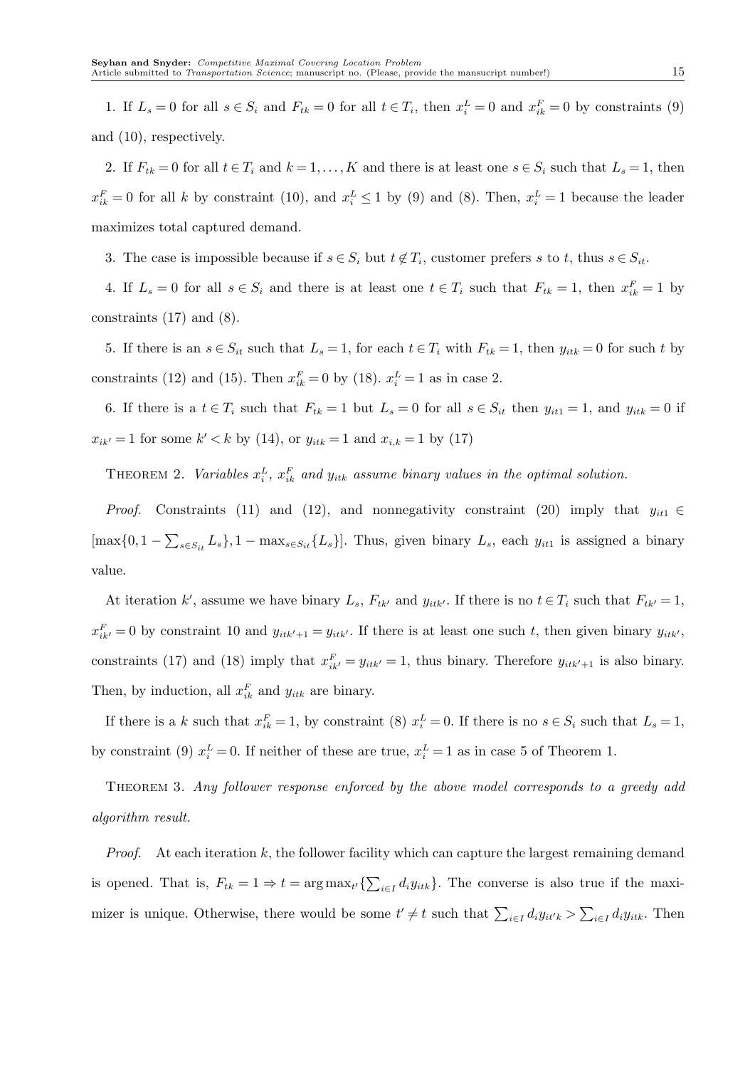1. If $L_s = 0$ for all $s \in S_i$ and $F_{tk} = 0$ for all $t \in T_i$, then $x_i^L = 0$ and $x_{ik}^F = 0$ by constraints (9) and (10), respectively.

2. If $F_{tk} = 0$ for all $t \in T_i$ and $k = 1, \ldots, K$ and there is at least one $s \in S_i$ such that $L_s = 1$, then $x_{ik}^F = 0$ for all $k$ by constraint (10), and $x_i^L \leq 1$ by (9) and (8). Then, $x_i^L = 1$ because the leader maximizes total captured demand.

3. The case is impossible because if $s \in S_i$ but $t \notin T_i$, customer prefers $s$ to $t$, thus $s \in S_{it}$.

4. If $L_s = 0$ for all $s \in S_i$ and there is at least one $t \in T_i$ such that $F_{tk} = 1$, then $x_{ik}^F = 1$ by constraints (17) and (8).

5. If there is an $s \in S_{it}$ such that $L_s = 1$, for each $t \in T_i$ with $F_{tk} = 1$, then $y_{itk} = 0$ for such $t$ by constraints (12) and (15). Then $x_{ik}^F = 0$ by (18). $x_i^L = 1$ as in case 2.

6. If there is a $t \in T_i$ such that $F_{tk} = 1$ but $L_s = 0$ for all $s \in S_{it}$ then $y_{it1} = 1$, and $y_{itk} = 0$ if $x_{ik'} = 1$ for some $k' < k$ by (14), or $y_{itk} = 1$ and $x_{i,k} = 1$ by (17)

THEOREM 2. *Variables $x_i^L$, $x_{ik}^F$ and $y_{itk}$ assume binary values in the optimal solution.*

*Proof.* Constraints (11) and (12), and nonnegativity constraint (20) imply that $y_{it1} \in [\max\{0, 1 - \sum_{s \in S_{it}} L_s\}, 1 - \max_{s \in S_{it}}\{L_s\}]$. Thus, given binary $L_s$, each $y_{it1}$ is assigned a binary value.

At iteration $k'$, assume we have binary $L_s$, $F_{tk'}$ and $y_{itk'}$. If there is no $t \in T_i$ such that $F_{tk'} = 1$, $x_{ik'}^F = 0$ by constraint 10 and $y_{itk'+1} = y_{itk'}$. If there is at least one such $t$, then given binary $y_{itk'}$, constraints (17) and (18) imply that $x_{ik'}^F = y_{itk'} = 1$, thus binary. Therefore $y_{itk'+1}$ is also binary. Then, by induction, all $x_{ik}^F$ and $y_{itk}$ are binary.

If there is a $k$ such that $x_{ik}^F = 1$, by constraint (8) $x_i^L = 0$. If there is no $s \in S_i$ such that $L_s = 1$, by constraint (9) $x_i^L = 0$. If neither of these are true, $x_i^L = 1$ as in case 5 of Theorem 1.

THEOREM 3. *Any follower response enforced by the above model corresponds to a greedy add algorithm result.*

*Proof.* At each iteration $k$, the follower facility which can capture the largest remaining demand is opened. That is, $F_{tk} = 1 \Rightarrow t = \arg\max_{t'}\{\sum_{i \in I} d_i y_{itk}\}$. The converse is also true if the maximizer is unique. Otherwise, there would be some $t' \neq t$ such that $\sum_{i \in I} d_i y_{it'k} > \sum_{i \in I} d_i y_{itk}$. Then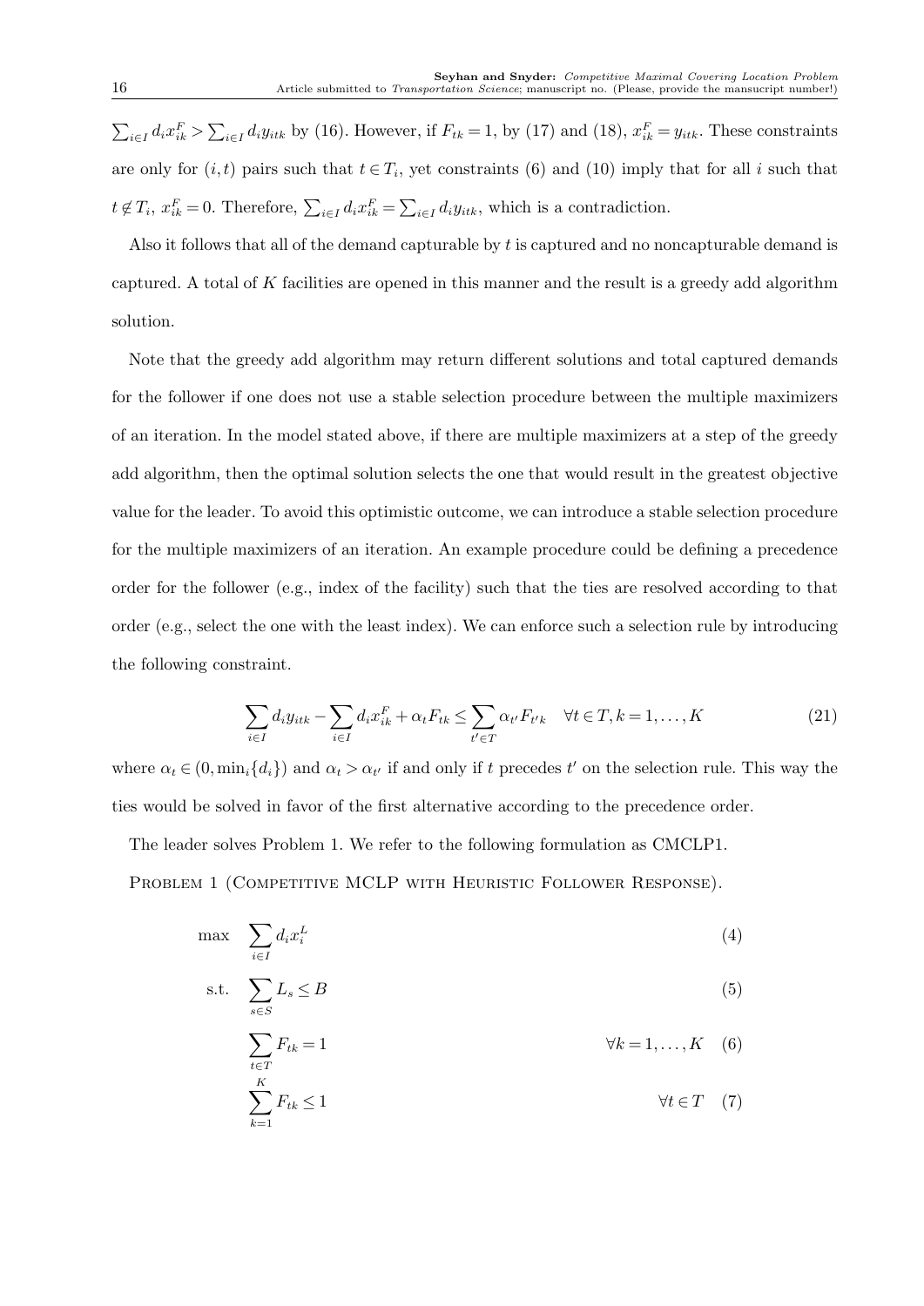$\sum_{i\in I} d_i x_{ik}^F > \sum_{i\in I} d_i y_{itk}$ by (16). However, if $F_{tk} = 1$, by (17) and (18), $x_{ik}^F = y_{itk}$. These constraints are only for $(i,t)$ pairs such that $t \in T_i$, yet constraints (6) and (10) imply that for all $i$ such that $t \notin T_i$, $x_{ik}^F = 0$. Therefore, $\sum_{i\in I} d_i x_{ik}^F = \sum_{i\in I} d_i y_{itk}$, which is a contradiction.

Also it follows that all of the demand capturable by $t$ is captured and no noncapturable demand is captured. A total of $K$ facilities are opened in this manner and the result is a greedy add algorithm solution.

Note that the greedy add algorithm may return different solutions and total captured demands for the follower if one does not use a stable selection procedure between the multiple maximizers of an iteration. In the model stated above, if there are multiple maximizers at a step of the greedy add algorithm, then the optimal solution selects the one that would result in the greatest objective value for the leader. To avoid this optimistic outcome, we can introduce a stable selection procedure for the multiple maximizers of an iteration. An example procedure could be defining a precedence order for the follower (e.g., index of the facility) such that the ties are resolved according to that order (e.g., select the one with the least index). We can enforce such a selection rule by introducing the following constraint.

$$\sum_{i\in I} d_i y_{itk} - \sum_{i\in I} d_i x_{ik}^F + \alpha_t F_{tk} \le \sum_{t'\in T} \alpha_{t'} F_{t'k} \quad \forall t \in T, k = 1,\dots,K \tag{21}$$

where $\alpha_t \in (0, \min_i\{d_i\})$ and $\alpha_t > \alpha_{t'}$ if and only if $t$ precedes $t'$ on the selection rule. This way the ties would be solved in favor of the first alternative according to the precedence order.

The leader solves Problem 1. We refer to the following formulation as CMCLP1.

Problem 1 (Competitive MCLP with Heuristic Follower Response).

$$\max \quad \sum_{i\in I} d_i x_i^L \tag{4}$$

$$\text{s.t.} \quad \sum_{s\in S} L_s \le B \tag{5}$$

$$\sum_{t\in T} F_{tk} = 1 \quad \forall k = 1,\dots,K \tag{6}$$

$$\sum_{k=1}^{K} F_{tk} \le 1 \quad \forall t \in T \tag{7}$$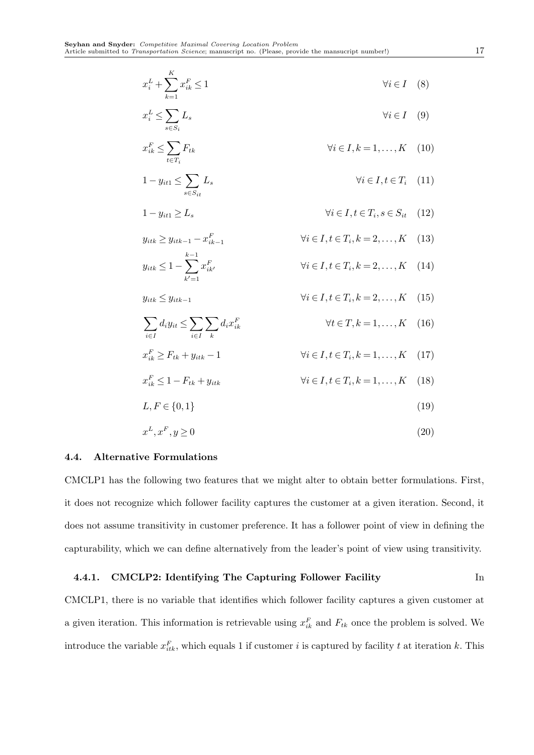$$x_i^L + \sum_{k=1}^{K} x_{ik}^F \leq 1 \qquad \forall i \in I \quad (8)$$

$$x_i^L \leq \sum_{s \in S_i} L_s \qquad \forall i \in I \quad (9)$$

$$x_{ik}^F \leq \sum_{t \in T_i} F_{tk} \qquad \forall i \in I, k = 1, \ldots, K \quad (10)$$

$$1 - y_{it1} \leq \sum_{s \in S_{it}} L_s \qquad \forall i \in I, t \in T_i \quad (11)$$

$$1 - y_{it1} \geq L_s \qquad \forall i \in I, t \in T_i, s \in S_{it} \quad (12)$$

$$y_{itk} \geq y_{itk-1} - x_{ik-1}^F \qquad \forall i \in I, t \in T_i, k = 2, \ldots, K \quad (13)$$

$$y_{itk} \leq 1 - \sum_{k'=1}^{k-1} x_{ik'}^F \qquad \forall i \in I, t \in T_i, k = 2, \ldots, K \quad (14)$$

$$y_{itk} \leq y_{itk-1} \qquad \forall i \in I, t \in T_i, k = 2, \ldots, K \quad (15)$$

$$\sum_{i \in I} d_i y_{it} \leq \sum_{i \in I} \sum_{k} d_i x_{ik}^F \qquad \forall t \in T, k = 1, \ldots, K \quad (16)$$

$$x_{ik}^F \geq F_{tk} + y_{itk} - 1 \qquad \forall i \in I, t \in T_i, k = 1, \ldots, K \quad (17)$$

$$x_{ik}^F \leq 1 - F_{tk} + y_{itk} \qquad \forall i \in I, t \in T_i, k = 1, \ldots, K \quad (18)$$

$$L, F \in \{0, 1\} \quad (19)$$

$$x^L, x^F, y \geq 0 \quad (20)$$

### 4.4. Alternative Formulations

CMCLP1 has the following two features that we might alter to obtain better formulations. First, it does not recognize which follower facility captures the customer at a given iteration. Second, it does not assume transitivity in customer preference. It has a follower point of view in defining the capturability, which we can define alternatively from the leader's point of view using transitivity.

#### 4.4.1. CMCLP2: Identifying The Capturing Follower Facility

In CMCLP1, there is no variable that identifies which follower facility captures a given customer at a given iteration. This information is retrievable using $x_{ik}^F$ and $F_{tk}$ once the problem is solved. We introduce the variable $x_{itk}^F$, which equals 1 if customer $i$ is captured by facility $t$ at iteration $k$. This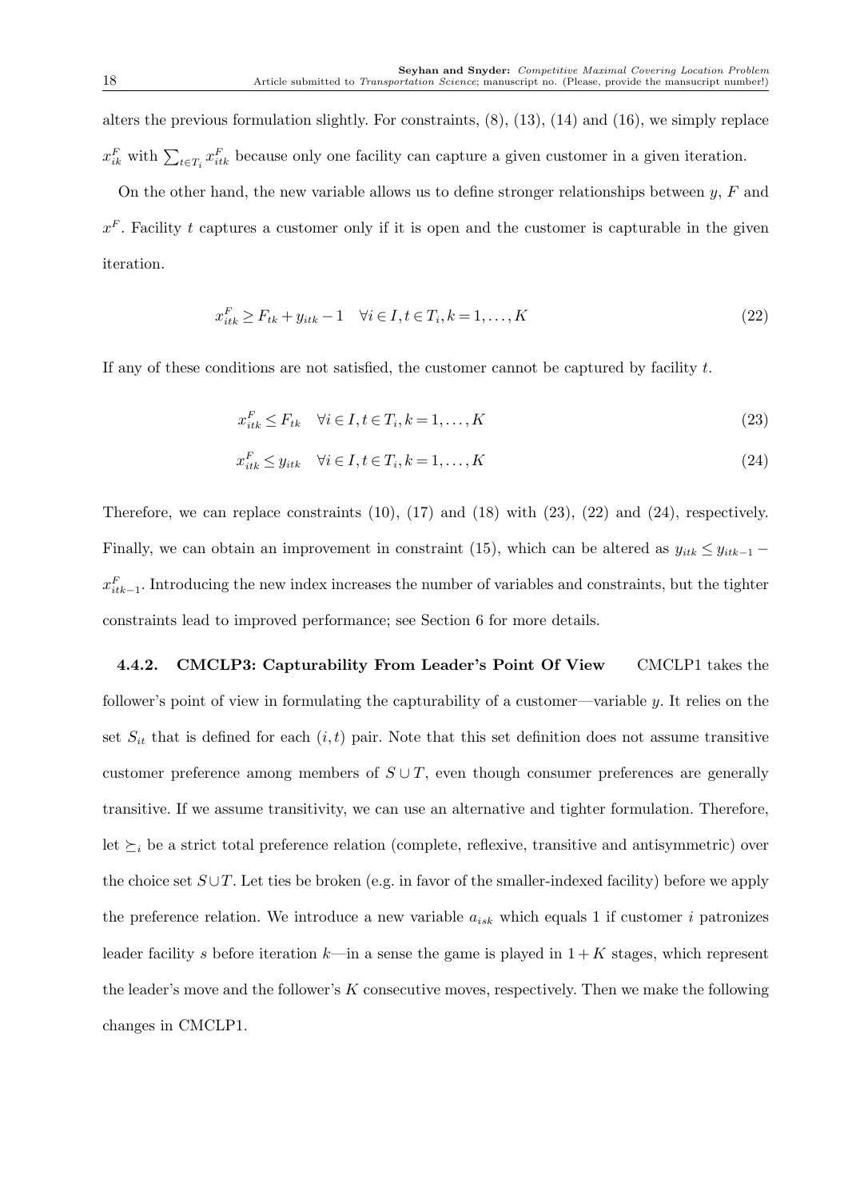alters the previous formulation slightly. For constraints, (8), (13), (14) and (16), we simply replace $x^F_{ik}$ with $\sum_{t \in T_i} x^F_{itk}$ because only one facility can capture a given customer in a given iteration.

On the other hand, the new variable allows us to define stronger relationships between $y$, $F$ and $x^F$. Facility $t$ captures a customer only if it is open and the customer is capturable in the given iteration.

$$x^F_{itk} \geq F_{tk} + y_{itk} - 1 \quad \forall i \in I, t \in T_i, k = 1, \ldots, K \tag{22}$$

If any of these conditions are not satisfied, the customer cannot be captured by facility $t$.

$$x^F_{itk} \leq F_{tk} \quad \forall i \in I, t \in T_i, k = 1, \ldots, K \tag{23}$$

$$x^F_{itk} \leq y_{itk} \quad \forall i \in I, t \in T_i, k = 1, \ldots, K \tag{24}$$

Therefore, we can replace constraints (10), (17) and (18) with (23), (22) and (24), respectively. Finally, we can obtain an improvement in constraint (15), which can be altered as $y_{itk} \leq y_{itk-1} - x^F_{itk-1}$. Introducing the new index increases the number of variables and constraints, but the tighter constraints lead to improved performance; see Section 6 for more details.

**4.4.2. CMCLP3: Capturability From Leader's Point Of View** CMCLP1 takes the follower's point of view in formulating the capturability of a customer—variable $y$. It relies on the set $S_{it}$ that is defined for each $(i,t)$ pair. Note that this set definition does not assume transitive customer preference among members of $S \cup T$, even though consumer preferences are generally transitive. If we assume transitivity, we can use an alternative and tighter formulation. Therefore, let $\succeq_i$ be a strict total preference relation (complete, reflexive, transitive and antisymmetric) over the choice set $S \cup T$. Let ties be broken (e.g. in favor of the smaller-indexed facility) before we apply the preference relation. We introduce a new variable $a_{isk}$ which equals 1 if customer $i$ patronizes leader facility $s$ before iteration $k$—in a sense the game is played in $1 + K$ stages, which represent the leader's move and the follower's $K$ consecutive moves, respectively. Then we make the following changes in CMCLP1.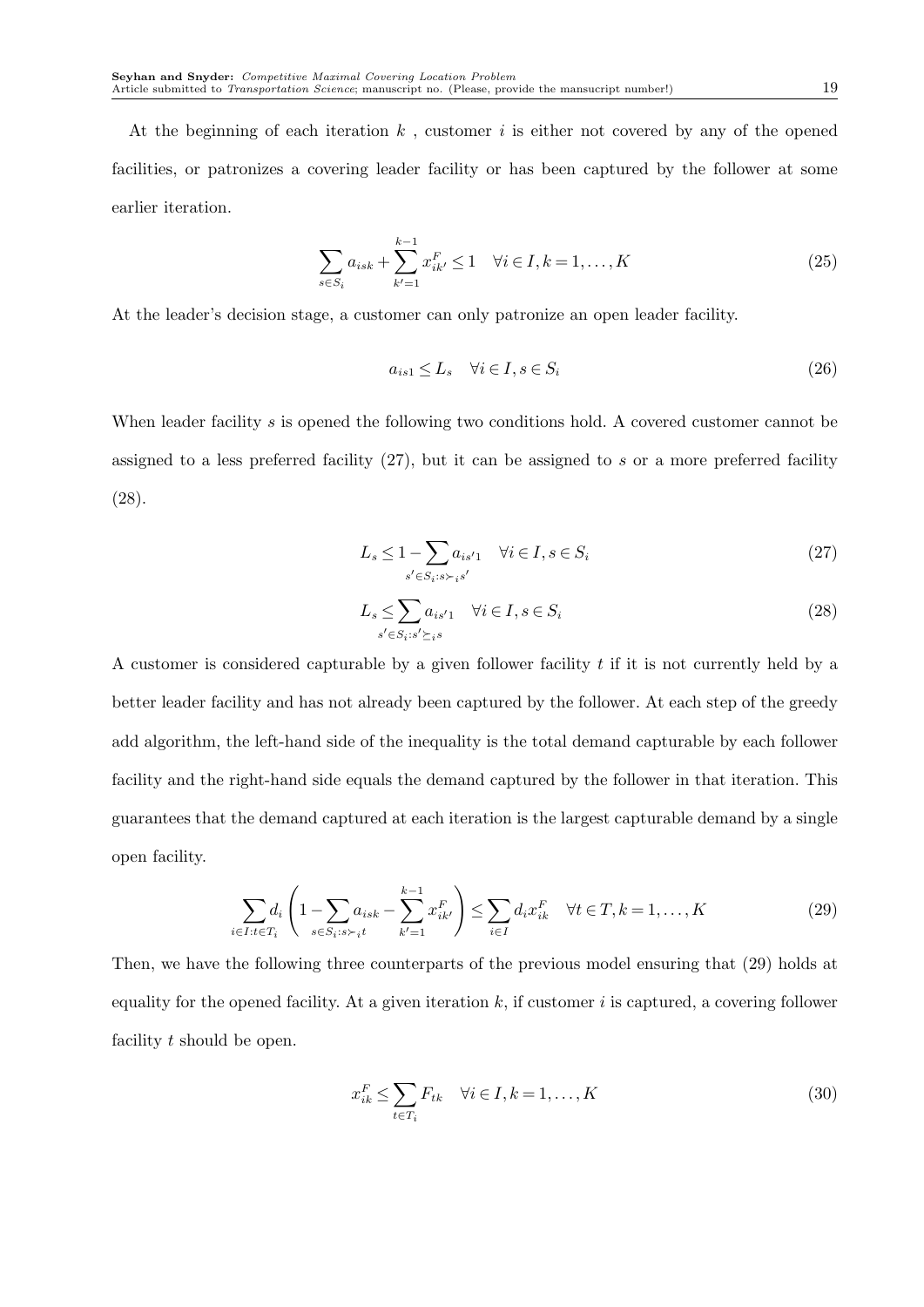At the beginning of each iteration $k$ , customer $i$ is either not covered by any of the opened facilities, or patronizes a covering leader facility or has been captured by the follower at some earlier iteration.

$$\sum_{s \in S_i} a_{isk} + \sum_{k'=1}^{k-1} x^F_{ik'} \leq 1 \quad \forall i \in I, k = 1, \ldots, K \tag{25}$$

At the leader's decision stage, a customer can only patronize an open leader facility.

$$a_{is1} \leq L_s \quad \forall i \in I, s \in S_i \tag{26}$$

When leader facility $s$ is opened the following two conditions hold. A covered customer cannot be assigned to a less preferred facility (27), but it can be assigned to $s$ or a more preferred facility (28).

$$L_s \leq 1 - \sum_{s' \in S_i : s \succ_i s'} a_{is'1} \quad \forall i \in I, s \in S_i \tag{27}$$

$$L_s \leq \sum_{s' \in S_i : s' \succeq_i s} a_{is'1} \quad \forall i \in I, s \in S_i \tag{28}$$

A customer is considered capturable by a given follower facility $t$ if it is not currently held by a better leader facility and has not already been captured by the follower. At each step of the greedy add algorithm, the left-hand side of the inequality is the total demand capturable by each follower facility and the right-hand side equals the demand captured by the follower in that iteration. This guarantees that the demand captured at each iteration is the largest capturable demand by a single open facility.

$$\sum_{i \in I : t \in T_i} d_i \left( 1 - \sum_{s \in S_i : s \succ_i t} a_{isk} - \sum_{k'=1}^{k-1} x^F_{ik'} \right) \leq \sum_{i \in I} d_i x^F_{ik} \quad \forall t \in T, k = 1, \ldots, K \tag{29}$$

Then, we have the following three counterparts of the previous model ensuring that (29) holds at equality for the opened facility. At a given iteration $k$, if customer $i$ is captured, a covering follower facility $t$ should be open.

$$x^F_{ik} \leq \sum_{t \in T_i} F_{tk} \quad \forall i \in I, k = 1, \ldots, K \tag{30}$$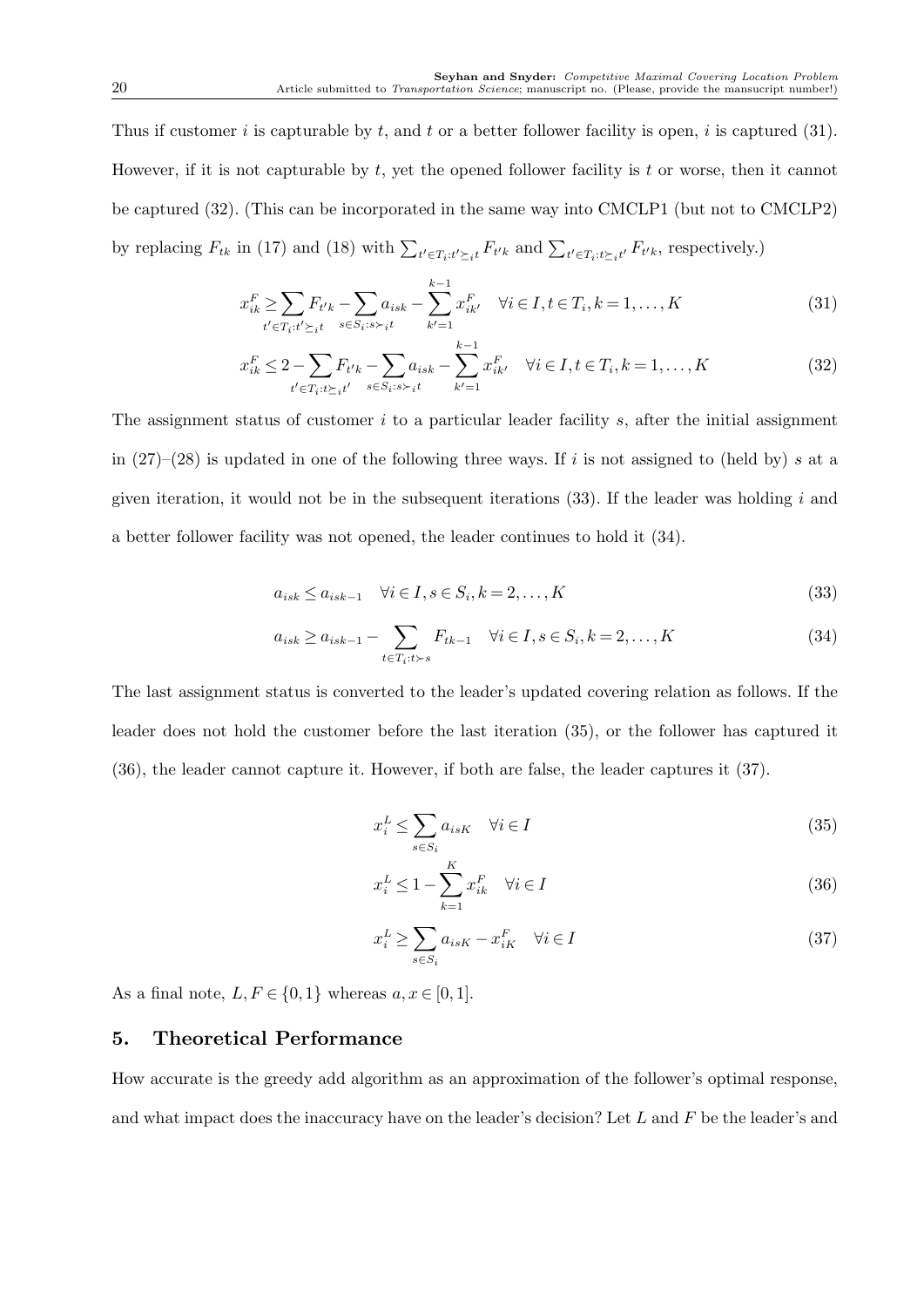Thus if customer $i$ is capturable by $t$, and $t$ or a better follower facility is open, $i$ is captured (31). However, if it is not capturable by $t$, yet the opened follower facility is $t$ or worse, then it cannot be captured (32). (This can be incorporated in the same way into CMCLP1 (but not to CMCLP2) by replacing $F_{tk}$ in (17) and (18) with $\sum_{t' \in T_i : t' \succeq_i t} F_{t'k}$ and $\sum_{t' \in T_i : t \succeq_i t'} F_{t'k}$, respectively.)

$$x_{ik}^F \geq \sum_{t' \in T_i : t' \succeq_i t} F_{t'k} - \sum_{s \in S_i : s \succ_i t} a_{isk} - \sum_{k'=1}^{k-1} x_{ik'}^F \quad \forall i \in I, t \in T_i, k = 1, \ldots, K \tag{31}$$

$$x_{ik}^F \leq 2 - \sum_{t' \in T_i : t \succeq_i t'} F_{t'k} - \sum_{s \in S_i : s \succ_i t} a_{isk} - \sum_{k'=1}^{k-1} x_{ik'}^F \quad \forall i \in I, t \in T_i, k = 1, \ldots, K \tag{32}$$

The assignment status of customer $i$ to a particular leader facility $s$, after the initial assignment in (27)–(28) is updated in one of the following three ways. If $i$ is not assigned to (held by) $s$ at a given iteration, it would not be in the subsequent iterations (33). If the leader was holding $i$ and a better follower facility was not opened, the leader continues to hold it (34).

$$a_{isk} \leq a_{isk-1} \quad \forall i \in I, s \in S_i, k = 2, \ldots, K \tag{33}$$

$$a_{isk} \geq a_{isk-1} - \sum_{t \in T_i : t \succ s} F_{tk-1} \quad \forall i \in I, s \in S_i, k = 2, \ldots, K \tag{34}$$

The last assignment status is converted to the leader's updated covering relation as follows. If the leader does not hold the customer before the last iteration (35), or the follower has captured it (36), the leader cannot capture it. However, if both are false, the leader captures it (37).

$$x_i^L \leq \sum_{s \in S_i} a_{isK} \quad \forall i \in I \tag{35}$$

$$x_i^L \leq 1 - \sum_{k=1}^{K} x_{ik}^F \quad \forall i \in I \tag{36}$$

$$x_i^L \geq \sum_{s \in S_i} a_{isK} - x_{iK}^F \quad \forall i \in I \tag{37}$$

As a final note, $L, F \in \{0, 1\}$ whereas $a, x \in [0, 1]$.

## 5. Theoretical Performance

How accurate is the greedy add algorithm as an approximation of the follower's optimal response, and what impact does the inaccuracy have on the leader's decision? Let $L$ and $F$ be the leader's and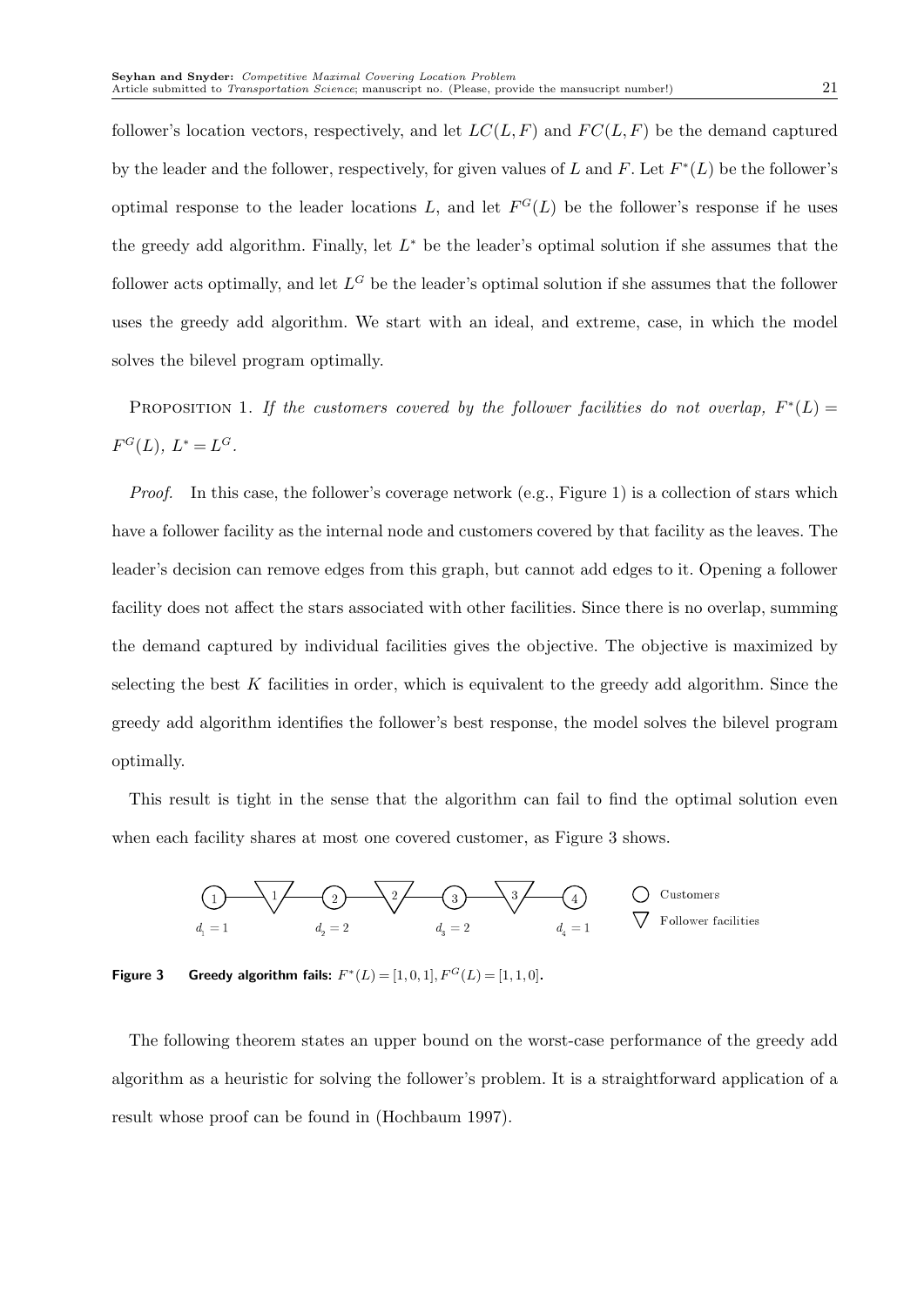follower's location vectors, respectively, and let $LC(L,F)$ and $FC(L,F)$ be the demand captured by the leader and the follower, respectively, for given values of $L$ and $F$. Let $F^*(L)$ be the follower's optimal response to the leader locations $L$, and let $F^G(L)$ be the follower's response if he uses the greedy add algorithm. Finally, let $L^*$ be the leader's optimal solution if she assumes that the follower acts optimally, and let $L^G$ be the leader's optimal solution if she assumes that the follower uses the greedy add algorithm. We start with an ideal, and extreme, case, in which the model solves the bilevel program optimally.

Proposition 1. *If the customers covered by the follower facilities do not overlap, $F^*(L) = F^G(L)$, $L^* = L^G$.*

*Proof.* In this case, the follower's coverage network (e.g., Figure 1) is a collection of stars which have a follower facility as the internal node and customers covered by that facility as the leaves. The leader's decision can remove edges from this graph, but cannot add edges to it. Opening a follower facility does not affect the stars associated with other facilities. Since there is no overlap, summing the demand captured by individual facilities gives the objective. The objective is maximized by selecting the best $K$ facilities in order, which is equivalent to the greedy add algorithm. Since the greedy add algorithm identifies the follower's best response, the model solves the bilevel program optimally.

This result is tight in the sense that the algorithm can fail to find the optimal solution even when each facility shares at most one covered customer, as Figure 3 shows.

1 1 2 2 3 3 4

$d_1 = 1$ $d_2 = 2$ $d_3 = 2$ $d_4 = 1$

Customers

Follower facilities

**Figure 3** **Greedy algorithm fails:** $F^*(L) = [1,0,1], F^G(L) = [1,1,0]$.

The following theorem states an upper bound on the worst-case performance of the greedy add algorithm as a heuristic for solving the follower's problem. It is a straightforward application of a result whose proof can be found in (Hochbaum 1997).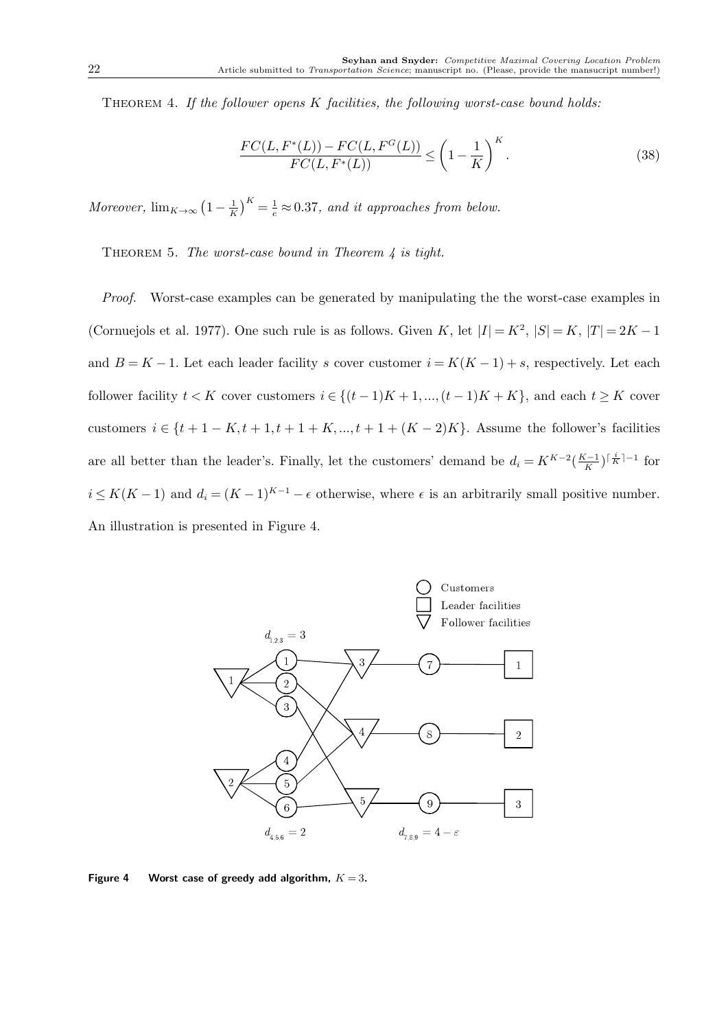THEOREM 4. *If the follower opens $K$ facilities, the following worst-case bound holds:*

$$\frac{FC(L, F^*(L)) - FC(L, F^G(L))}{FC(L, F^*(L))} \leq \left(1 - \frac{1}{K}\right)^K. \tag{38}$$

*Moreover,* $\lim_{K\to\infty}\left(1 - \frac{1}{K}\right)^K = \frac{1}{e} \approx 0.37$*, and it approaches from below.*

THEOREM 5. *The worst-case bound in Theorem 4 is tight.*

*Proof.* Worst-case examples can be generated by manipulating the the worst-case examples in (Cornuejols et al. 1977). One such rule is as follows. Given $K$, let $|I| = K^2$, $|S| = K$, $|T| = 2K - 1$ and $B = K - 1$. Let each leader facility $s$ cover customer $i = K(K-1) + s$, respectively. Let each follower facility $t < K$ cover customers $i \in \{(t-1)K + 1, ..., (t-1)K + K\}$, and each $t \geq K$ cover customers $i \in \{t + 1 - K, t + 1, t + 1 + K, ..., t + 1 + (K-2)K\}$. Assume the follower's facilities are all better than the leader's. Finally, let the customers' demand be $d_i = K^{K-2}(\frac{K-1}{K})^{\lceil \frac{i}{K} \rceil - 1}$ for $i \leq K(K-1)$ and $d_i = (K-1)^{K-1} - \epsilon$ otherwise, where $\epsilon$ is an arbitrarily small positive number. An illustration is presented in Figure 4.

Customers
Leader facilities
Follower facilities
$d_{1,2,3} = 3$
$d_{4,5,6} = 2$
$d_{7,8,9} = 4 - \varepsilon$

**Figure 4** **Worst case of greedy add algorithm,** $K = 3$**.**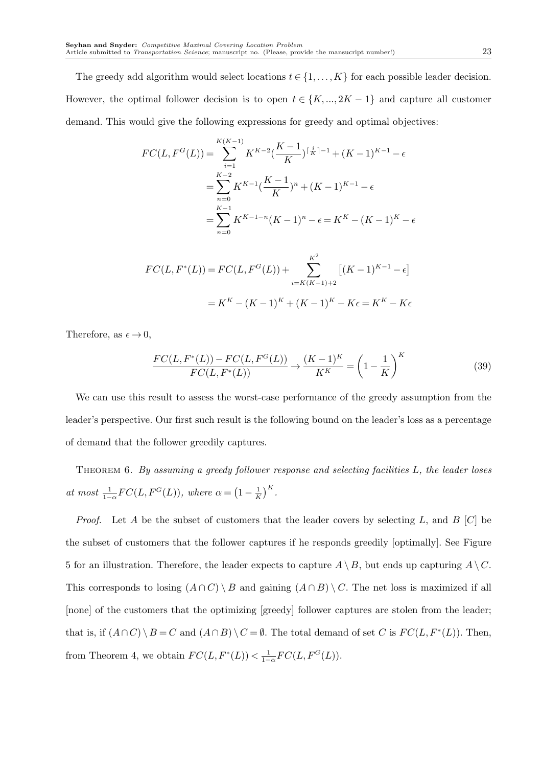The greedy add algorithm would select locations $t \in \{1, \ldots, K\}$ for each possible leader decision. However, the optimal follower decision is to open $t \in \{K, ..., 2K-1\}$ and capture all customer demand. This would give the following expressions for greedy and optimal objectives:

$$
\begin{aligned}
FC(L, F^G(L)) &= \sum_{i=1}^{K(K-1)} K^{K-2}\left(\frac{K-1}{K}\right)^{\lceil \frac{i}{K} \rceil - 1} + (K-1)^{K-1} - \epsilon \\
&= \sum_{n=0}^{K-2} K^{K-1}\left(\frac{K-1}{K}\right)^{n} + (K-1)^{K-1} - \epsilon \\
&= \sum_{n=0}^{K-1} K^{K-1-n}(K-1)^{n} - \epsilon = K^K - (K-1)^K - \epsilon
\end{aligned}
$$

$$
\begin{aligned}
FC(L, F^*(L)) &= FC(L, F^G(L)) + \sum_{i=K(K-1)+2}^{K^2} \left[(K-1)^{K-1} - \epsilon\right] \\
&= K^K - (K-1)^K + (K-1)^K - K\epsilon = K^K - K\epsilon
\end{aligned}
$$

Therefore, as $\epsilon \to 0$,

$$
\frac{FC(L, F^*(L)) - FC(L, F^G(L))}{FC(L, F^*(L))} \to \frac{(K-1)^K}{K^K} = \left(1 - \frac{1}{K}\right)^K \tag{39}
$$

We can use this result to assess the worst-case performance of the greedy assumption from the leader's perspective. Our first such result is the following bound on the leader's loss as a percentage of demand that the follower greedily captures.

**Theorem 6.** *By assuming a greedy follower response and selecting facilities $L$, the leader loses at most $\frac{1}{1-\alpha} FC(L, F^G(L))$, where $\alpha = \left(1 - \frac{1}{K}\right)^K$.*

*Proof.* Let $A$ be the subset of customers that the leader covers by selecting $L$, and $B$ [$C$] be the subset of customers that the follower captures if he responds greedily [optimally]. See Figure 5 for an illustration. Therefore, the leader expects to capture $A \setminus B$, but ends up capturing $A \setminus C$. This corresponds to losing $(A \cap C) \setminus B$ and gaining $(A \cap B) \setminus C$. The net loss is maximized if all [none] of the customers that the optimizing [greedy] follower captures are stolen from the leader; that is, if $(A \cap C) \setminus B = C$ and $(A \cap B) \setminus C = \emptyset$. The total demand of set $C$ is $FC(L, F^*(L))$. Then, from Theorem 4, we obtain $FC(L, F^*(L)) < \frac{1}{1-\alpha} FC(L, F^G(L))$.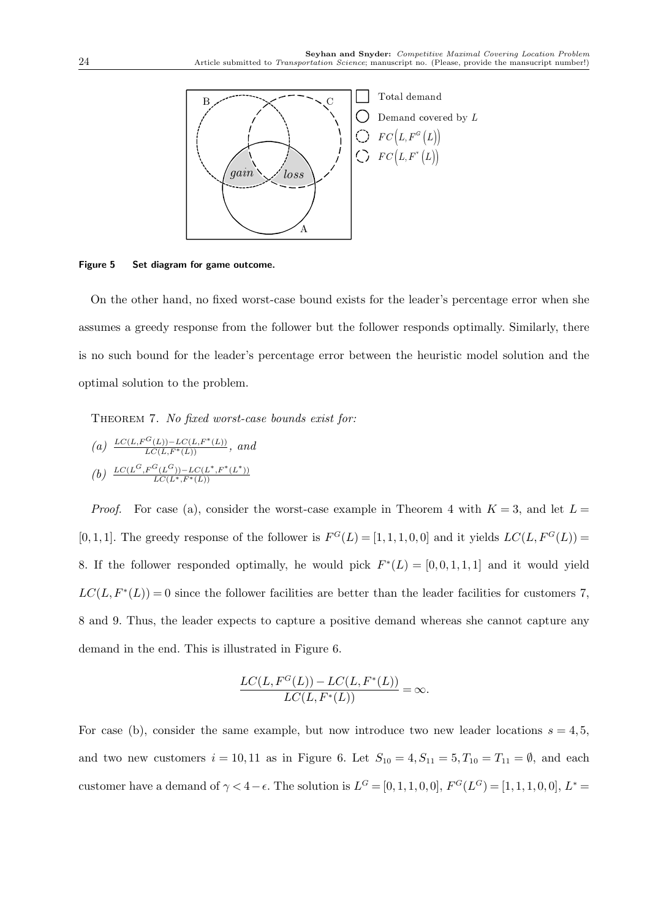B

C

A

*gain*

*loss*

Total demand

Demand covered by $L$

$FC\left(L, F^{G}\left(L\right)\right)$

$FC\left(L, F^{*}\left(L\right)\right)$

**Figure 5** **Set diagram for game outcome.**

On the other hand, no fixed worst-case bound exists for the leader's percentage error when she assumes a greedy response from the follower but the follower responds optimally. Similarly, there is no such bound for the leader's percentage error between the heuristic model solution and the optimal solution to the problem.

Theorem 7. *No fixed worst-case bounds exist for:*

*(a)* $\frac{LC(L,F^G(L))-LC(L,F^*(L))}{LC(L,F^*(L))}$*, and*

*(b)* $\frac{LC(L^G,F^G(L^G))-LC(L^*,F^*(L^*))}{LC(L^*,F^*(L))}$

*Proof.* For case (a), consider the worst-case example in Theorem 4 with $K = 3$, and let $L = [0,1,1]$. The greedy response of the follower is $F^G(L) = [1,1,1,0,0]$ and it yields $LC(L,F^G(L)) = 8$. If the follower responded optimally, he would pick $F^*(L) = [0,0,1,1,1]$ and it would yield $LC(L,F^*(L)) = 0$ since the follower facilities are better than the leader facilities for customers 7, 8 and 9. Thus, the leader expects to capture a positive demand whereas she cannot capture any demand in the end. This is illustrated in Figure 6.

$$\frac{LC(L,F^G(L))-LC(L,F^*(L))}{LC(L,F^*(L))} = \infty.$$

For case (b), consider the same example, but now introduce two new leader locations $s = 4,5$, and two new customers $i = 10,11$ as in Figure 6. Let $S_{10} = 4, S_{11} = 5, T_{10} = T_{11} = \emptyset$, and each customer have a demand of $\gamma < 4-\epsilon$. The solution is $L^G = [0,1,1,0,0]$, $F^G(L^G) = [1,1,1,0,0]$, $L^* =$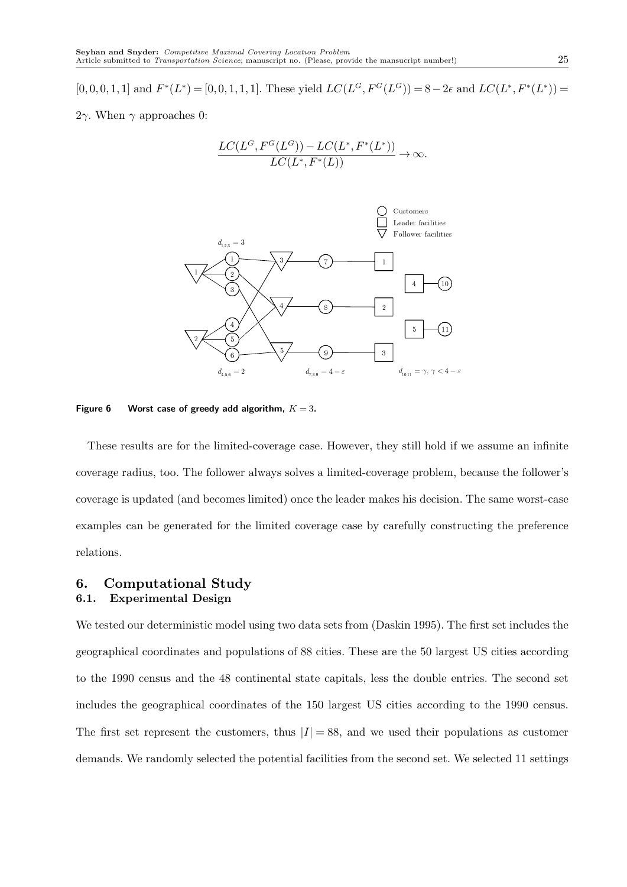$[0,0,0,1,1]$ and $F^*(L^*) = [0,0,1,1,1]$. These yield $LC(L^G, F^G(L^G)) = 8 - 2\epsilon$ and $LC(L^*, F^*(L^*)) = 2\gamma$. When $\gamma$ approaches 0:

$$\frac{LC(L^G, F^G(L^G)) - LC(L^*, F^*(L^*))}{LC(L^*, F^*(L))} \to \infty.$$

Customers
Leader facilities
Follower facilities

$d_{1,2,3} = 3$

$d_{4,5,6} = 2$

$d_{7,8,9} = 4 - \varepsilon$

$d_{10,11} = \gamma,\ \gamma < 4 - \varepsilon$

**Figure 6 Worst case of greedy add algorithm, $K = 3$.**

These results are for the limited-coverage case. However, they still hold if we assume an infinite coverage radius, too. The follower always solves a limited-coverage problem, because the follower's coverage is updated (and becomes limited) once the leader makes his decision. The same worst-case examples can be generated for the limited coverage case by carefully constructing the preference relations.

## 6. Computational Study

### 6.1. Experimental Design

We tested our deterministic model using two data sets from (Daskin 1995). The first set includes the geographical coordinates and populations of 88 cities. These are the 50 largest US cities according to the 1990 census and the 48 continental state capitals, less the double entries. The second set includes the geographical coordinates of the 150 largest US cities according to the 1990 census. The first set represent the customers, thus $|I| = 88$, and we used their populations as customer demands. We randomly selected the potential facilities from the second set. We selected 11 settings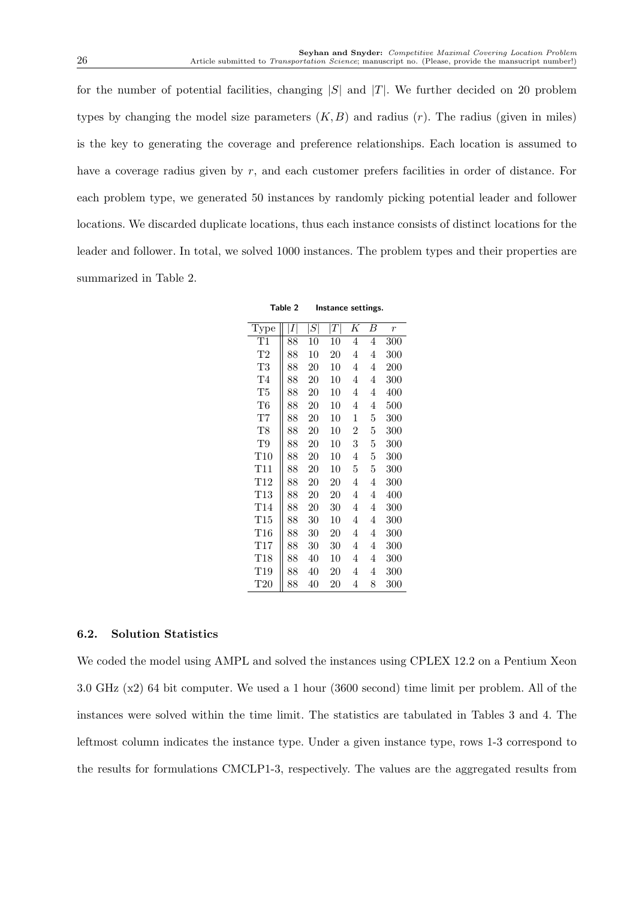for the number of potential facilities, changing $|S|$ and $|T|$. We further decided on 20 problem types by changing the model size parameters $(K, B)$ and radius $(r)$. The radius (given in miles) is the key to generating the coverage and preference relationships. Each location is assumed to have a coverage radius given by $r$, and each customer prefers facilities in order of distance. For each problem type, we generated 50 instances by randomly picking potential leader and follower locations. We discarded duplicate locations, thus each instance consists of distinct locations for the leader and follower. In total, we solved 1000 instances. The problem types and their properties are summarized in Table 2.

**Table 2** Instance settings.

| Type | $\|I\|$ | $\|S\|$ | $\|T\|$ | $K$ | $B$ | $r$ |
|---|---|---|---|---|---|---|
| T1 | 88 | 10 | 10 | 4 | 4 | 300 |
| T2 | 88 | 10 | 20 | 4 | 4 | 300 |
| T3 | 88 | 20 | 10 | 4 | 4 | 200 |
| T4 | 88 | 20 | 10 | 4 | 4 | 300 |
| T5 | 88 | 20 | 10 | 4 | 4 | 400 |
| T6 | 88 | 20 | 10 | 4 | 4 | 500 |
| T7 | 88 | 20 | 10 | 1 | 5 | 300 |
| T8 | 88 | 20 | 10 | 2 | 5 | 300 |
| T9 | 88 | 20 | 10 | 3 | 5 | 300 |
| T10 | 88 | 20 | 10 | 4 | 5 | 300 |
| T11 | 88 | 20 | 10 | 5 | 5 | 300 |
| T12 | 88 | 20 | 20 | 4 | 4 | 300 |
| T13 | 88 | 20 | 20 | 4 | 4 | 400 |
| T14 | 88 | 20 | 30 | 4 | 4 | 300 |
| T15 | 88 | 30 | 10 | 4 | 4 | 300 |
| T16 | 88 | 30 | 20 | 4 | 4 | 300 |
| T17 | 88 | 30 | 30 | 4 | 4 | 300 |
| T18 | 88 | 40 | 10 | 4 | 4 | 300 |
| T19 | 88 | 40 | 20 | 4 | 4 | 300 |
| T20 | 88 | 40 | 20 | 4 | 8 | 300 |

### 6.2. Solution Statistics

We coded the model using AMPL and solved the instances using CPLEX 12.2 on a Pentium Xeon 3.0 GHz (x2) 64 bit computer. We used a 1 hour (3600 second) time limit per problem. All of the instances were solved within the time limit. The statistics are tabulated in Tables 3 and 4. The leftmost column indicates the instance type. Under a given instance type, rows 1-3 correspond to the results for formulations CMCLP1-3, respectively. The values are the aggregated results from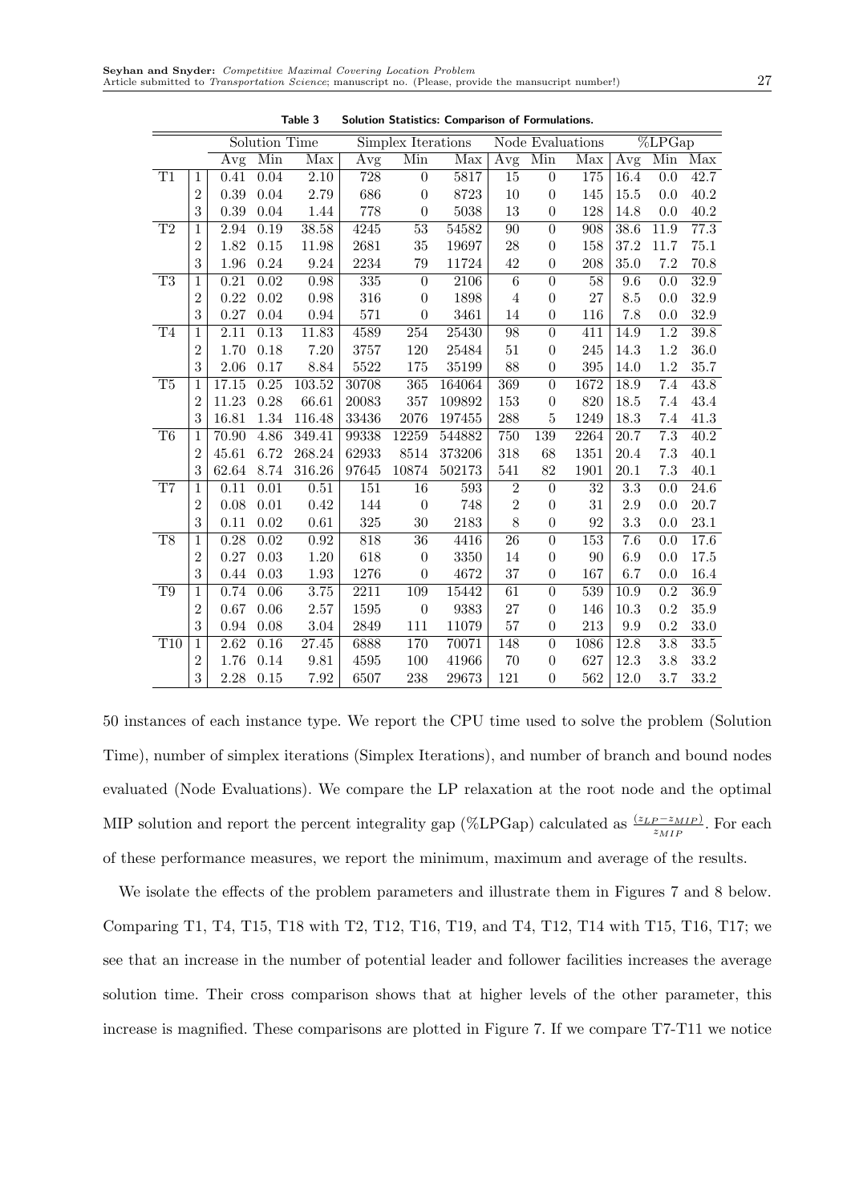Table 3 Solution Statistics: Comparison of Formulations.

| | | Solution Time | | | Simplex Iterations | | | Node Evaluations | | | %LPGap | | |
|---|---|---|---|---|---|---|---|---|---|---|---|---|---|
| | | Avg | Min | Max | Avg | Min | Max | Avg | Min | Max | Avg | Min | Max |
| T1 | 1 | 0.41 | 0.04 | 2.10 | 728 | 0 | 5817 | 15 | 0 | 175 | 16.4 | 0.0 | 42.7 |
| | 2 | 0.39 | 0.04 | 2.79 | 686 | 0 | 8723 | 10 | 0 | 145 | 15.5 | 0.0 | 40.2 |
| | 3 | 0.39 | 0.04 | 1.44 | 778 | 0 | 5038 | 13 | 0 | 128 | 14.8 | 0.0 | 40.2 |
| T2 | 1 | 2.94 | 0.19 | 38.58 | 4245 | 53 | 54582 | 90 | 0 | 908 | 38.6 | 11.9 | 77.3 |
| | 2 | 1.82 | 0.15 | 11.98 | 2681 | 35 | 19697 | 28 | 0 | 158 | 37.2 | 11.7 | 75.1 |
| | 3 | 1.96 | 0.24 | 9.24 | 2234 | 79 | 11724 | 42 | 0 | 208 | 35.0 | 7.2 | 70.8 |
| T3 | 1 | 0.21 | 0.02 | 0.98 | 335 | 0 | 2106 | 6 | 0 | 58 | 9.6 | 0.0 | 32.9 |
| | 2 | 0.22 | 0.02 | 0.98 | 316 | 0 | 1898 | 4 | 0 | 27 | 8.5 | 0.0 | 32.9 |
| | 3 | 0.27 | 0.04 | 0.94 | 571 | 0 | 3461 | 14 | 0 | 116 | 7.8 | 0.0 | 32.9 |
| T4 | 1 | 2.11 | 0.13 | 11.83 | 4589 | 254 | 25430 | 98 | 0 | 411 | 14.9 | 1.2 | 39.8 |
| | 2 | 1.70 | 0.18 | 7.20 | 3757 | 120 | 25484 | 51 | 0 | 245 | 14.3 | 1.2 | 36.0 |
| | 3 | 2.06 | 0.17 | 8.84 | 5522 | 175 | 35199 | 88 | 0 | 395 | 14.0 | 1.2 | 35.7 |
| T5 | 1 | 17.15 | 0.25 | 103.52 | 30708 | 365 | 164064 | 369 | 0 | 1672 | 18.9 | 7.4 | 43.8 |
| | 2 | 11.23 | 0.28 | 66.61 | 20083 | 357 | 109892 | 153 | 0 | 820 | 18.5 | 7.4 | 43.4 |
| | 3 | 16.81 | 1.34 | 116.48 | 33436 | 2076 | 197455 | 288 | 5 | 1249 | 18.3 | 7.4 | 41.3 |
| T6 | 1 | 70.90 | 4.86 | 349.41 | 99338 | 12259 | 544882 | 750 | 139 | 2264 | 20.7 | 7.3 | 40.2 |
| | 2 | 45.61 | 6.72 | 268.24 | 62933 | 8514 | 373206 | 318 | 68 | 1351 | 20.4 | 7.3 | 40.1 |
| | 3 | 62.64 | 8.74 | 316.26 | 97645 | 10874 | 502173 | 541 | 82 | 1901 | 20.1 | 7.3 | 40.1 |
| T7 | 1 | 0.11 | 0.01 | 0.51 | 151 | 16 | 593 | 2 | 0 | 32 | 3.3 | 0.0 | 24.6 |
| | 2 | 0.08 | 0.01 | 0.42 | 144 | 0 | 748 | 2 | 0 | 31 | 2.9 | 0.0 | 20.7 |
| | 3 | 0.11 | 0.02 | 0.61 | 325 | 30 | 2183 | 8 | 0 | 92 | 3.3 | 0.0 | 23.1 |
| T8 | 1 | 0.28 | 0.02 | 0.92 | 818 | 36 | 4416 | 26 | 0 | 153 | 7.6 | 0.0 | 17.6 |
| | 2 | 0.27 | 0.03 | 1.20 | 618 | 0 | 3350 | 14 | 0 | 90 | 6.9 | 0.0 | 17.5 |
| | 3 | 0.44 | 0.03 | 1.93 | 1276 | 0 | 4672 | 37 | 0 | 167 | 6.7 | 0.0 | 16.4 |
| T9 | 1 | 0.74 | 0.06 | 3.75 | 2211 | 109 | 15442 | 61 | 0 | 539 | 10.9 | 0.2 | 36.9 |
| | 2 | 0.67 | 0.06 | 2.57 | 1595 | 0 | 9383 | 27 | 0 | 146 | 10.3 | 0.2 | 35.9 |
| | 3 | 0.94 | 0.08 | 3.04 | 2849 | 111 | 11079 | 57 | 0 | 213 | 9.9 | 0.2 | 33.0 |
| T10 | 1 | 2.62 | 0.16 | 27.45 | 6888 | 170 | 70071 | 148 | 0 | 1086 | 12.8 | 3.8 | 33.5 |
| | 2 | 1.76 | 0.14 | 9.81 | 4595 | 100 | 41966 | 70 | 0 | 627 | 12.3 | 3.8 | 33.2 |
| | 3 | 2.28 | 0.15 | 7.92 | 6507 | 238 | 29673 | 121 | 0 | 562 | 12.0 | 3.7 | 33.2 |

50 instances of each instance type. We report the CPU time used to solve the problem (Solution Time), number of simplex iterations (Simplex Iterations), and number of branch and bound nodes evaluated (Node Evaluations). We compare the LP relaxation at the root node and the optimal MIP solution and report the percent integrality gap (%LPGap) calculated as $\frac{(z_{LP}-z_{MIP})}{z_{MIP}}$. For each of these performance measures, we report the minimum, maximum and average of the results.

We isolate the effects of the problem parameters and illustrate them in Figures 7 and 8 below. Comparing T1, T4, T15, T18 with T2, T12, T16, T19, and T4, T12, T14 with T15, T16, T17; we see that an increase in the number of potential leader and follower facilities increases the average solution time. Their cross comparison shows that at higher levels of the other parameter, this increase is magnified. These comparisons are plotted in Figure 7. If we compare T7-T11 we notice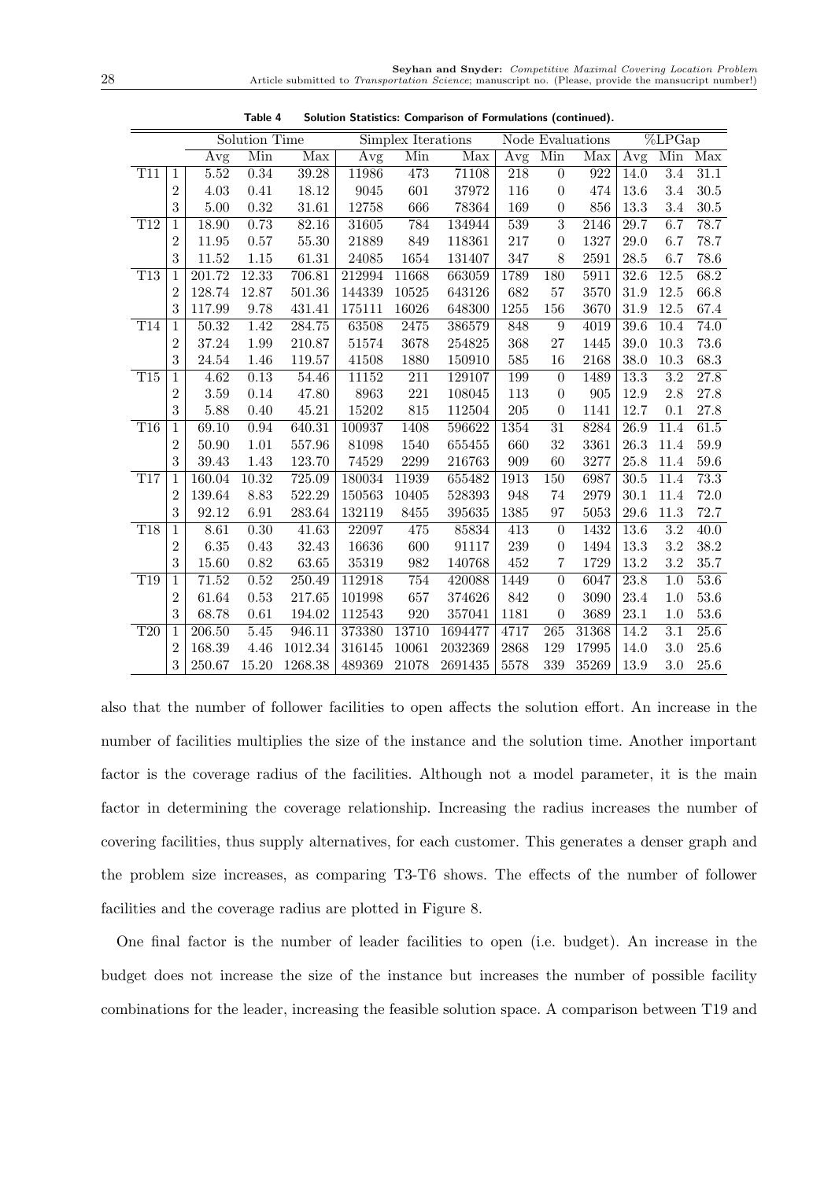**Table 4 Solution Statistics: Comparison of Formulations (continued).**

| | | Solution Time | | | Simplex Iterations | | | Node Evaluations | | | %LPGap | | |
|---|---|---|---|---|---|---|---|---|---|---|---|---|---|
| | | Avg | Min | Max | Avg | Min | Max | Avg | Min | Max | Avg | Min | Max |
| T11 | 1 | 5.52 | 0.34 | 39.28 | 11986 | 473 | 71108 | 218 | 0 | 922 | 14.0 | 3.4 | 31.1 |
| | 2 | 4.03 | 0.41 | 18.12 | 9045 | 601 | 37972 | 116 | 0 | 474 | 13.6 | 3.4 | 30.5 |
| | 3 | 5.00 | 0.32 | 31.61 | 12758 | 666 | 78364 | 169 | 0 | 856 | 13.3 | 3.4 | 30.5 |
| T12 | 1 | 18.90 | 0.73 | 82.16 | 31605 | 784 | 134944 | 539 | 3 | 2146 | 29.7 | 6.7 | 78.7 |
| | 2 | 11.95 | 0.57 | 55.30 | 21889 | 849 | 118361 | 217 | 0 | 1327 | 29.0 | 6.7 | 78.7 |
| | 3 | 11.52 | 1.15 | 61.31 | 24085 | 1654 | 131407 | 347 | 8 | 2591 | 28.5 | 6.7 | 78.6 |
| T13 | 1 | 201.72 | 12.33 | 706.81 | 212994 | 11668 | 663059 | 1789 | 180 | 5911 | 32.6 | 12.5 | 68.2 |
| | 2 | 128.74 | 12.87 | 501.36 | 144339 | 10525 | 643126 | 682 | 57 | 3570 | 31.9 | 12.5 | 66.8 |
| | 3 | 117.99 | 9.78 | 431.41 | 175111 | 16026 | 648300 | 1255 | 156 | 3670 | 31.9 | 12.5 | 67.4 |
| T14 | 1 | 50.32 | 1.42 | 284.75 | 63508 | 2475 | 386579 | 848 | 9 | 4019 | 39.6 | 10.4 | 74.0 |
| | 2 | 37.24 | 1.99 | 210.87 | 51574 | 3678 | 254825 | 368 | 27 | 1445 | 39.0 | 10.3 | 73.6 |
| | 3 | 24.54 | 1.46 | 119.57 | 41508 | 1880 | 150910 | 585 | 16 | 2168 | 38.0 | 10.3 | 68.3 |
| T15 | 1 | 4.62 | 0.13 | 54.46 | 11152 | 211 | 129107 | 199 | 0 | 1489 | 13.3 | 3.2 | 27.8 |
| | 2 | 3.59 | 0.14 | 47.80 | 8963 | 221 | 108045 | 113 | 0 | 905 | 12.9 | 2.8 | 27.8 |
| | 3 | 5.88 | 0.40 | 45.21 | 15202 | 815 | 112504 | 205 | 0 | 1141 | 12.7 | 0.1 | 27.8 |
| T16 | 1 | 69.10 | 0.94 | 640.31 | 100937 | 1408 | 596622 | 1354 | 31 | 8284 | 26.9 | 11.4 | 61.5 |
| | 2 | 50.90 | 1.01 | 557.96 | 81098 | 1540 | 655455 | 660 | 32 | 3361 | 26.3 | 11.4 | 59.9 |
| | 3 | 39.43 | 1.43 | 123.70 | 74529 | 2299 | 216763 | 909 | 60 | 3277 | 25.8 | 11.4 | 59.6 |
| T17 | 1 | 160.04 | 10.32 | 725.09 | 180034 | 11939 | 655482 | 1913 | 150 | 6987 | 30.5 | 11.4 | 73.3 |
| | 2 | 139.64 | 8.83 | 522.29 | 150563 | 10405 | 528393 | 948 | 74 | 2979 | 30.1 | 11.4 | 72.0 |
| | 3 | 92.12 | 6.91 | 283.64 | 132119 | 8455 | 395635 | 1385 | 97 | 5053 | 29.6 | 11.3 | 72.7 |
| T18 | 1 | 8.61 | 0.30 | 41.63 | 22097 | 475 | 85834 | 413 | 0 | 1432 | 13.6 | 3.2 | 40.0 |
| | 2 | 6.35 | 0.43 | 32.43 | 16636 | 600 | 91117 | 239 | 0 | 1494 | 13.3 | 3.2 | 38.2 |
| | 3 | 15.60 | 0.82 | 63.65 | 35319 | 982 | 140768 | 452 | 7 | 1729 | 13.2 | 3.2 | 35.7 |
| T19 | 1 | 71.52 | 0.52 | 250.49 | 112918 | 754 | 420088 | 1449 | 0 | 6047 | 23.8 | 1.0 | 53.6 |
| | 2 | 61.64 | 0.53 | 217.65 | 101998 | 657 | 374626 | 842 | 0 | 3090 | 23.4 | 1.0 | 53.6 |
| | 3 | 68.78 | 0.61 | 194.02 | 112543 | 920 | 357041 | 1181 | 0 | 3689 | 23.1 | 1.0 | 53.6 |
| T20 | 1 | 206.50 | 5.45 | 946.11 | 373380 | 13710 | 1694477 | 4717 | 265 | 31368 | 14.2 | 3.1 | 25.6 |
| | 2 | 168.39 | 4.46 | 1012.34 | 316145 | 10061 | 2032369 | 2868 | 129 | 17995 | 14.0 | 3.0 | 25.6 |
| | 3 | 250.67 | 15.20 | 1268.38 | 489369 | 21078 | 2691435 | 5578 | 339 | 35269 | 13.9 | 3.0 | 25.6 |

also that the number of follower facilities to open affects the solution effort. An increase in the number of facilities multiplies the size of the instance and the solution time. Another important factor is the coverage radius of the facilities. Although not a model parameter, it is the main factor in determining the coverage relationship. Increasing the radius increases the number of covering facilities, thus supply alternatives, for each customer. This generates a denser graph and the problem size increases, as comparing T3-T6 shows. The effects of the number of follower facilities and the coverage radius are plotted in Figure 8.

One final factor is the number of leader facilities to open (i.e. budget). An increase in the budget does not increase the size of the instance but increases the number of possible facility combinations for the leader, increasing the feasible solution space. A comparison between T19 and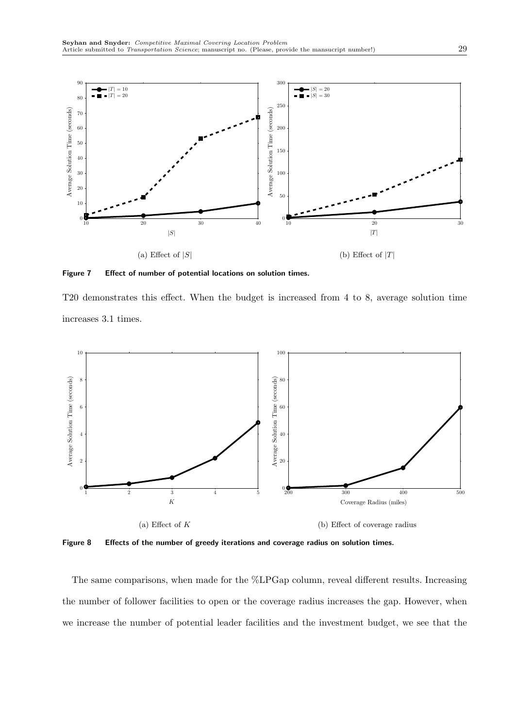90
80
70
60
50
40
30
20
10
0

Average Solution Time (seconds)

$|T| = 10$
$|T| = 20$

10 20 30 40

$|S|$

(a) Effect of $|S|$

300
250
200
150
100
50
0

Average Solution Time (seconds)

$|S| = 20$
$|S| = 30$

10 20 30

$|T|$

(b) Effect of $|T|$

**Figure 7 Effect of number of potential locations on solution times.**

T20 demonstrates this effect. When the budget is increased from 4 to 8, average solution time increases 3.1 times.

10
8
6
4
2
0

Average Solution Time (seconds)

1 2 3 4 5

$K$

(a) Effect of $K$

100
80
60
40
20
0

Average Solution Time (seconds)

200 300 400 500

Coverage Radius (miles)

(b) Effect of coverage radius

**Figure 8 Effects of the number of greedy iterations and coverage radius on solution times.**

The same comparisons, when made for the %LPGap column, reveal different results. Increasing the number of follower facilities to open or the coverage radius increases the gap. However, when we increase the number of potential leader facilities and the investment budget, we see that the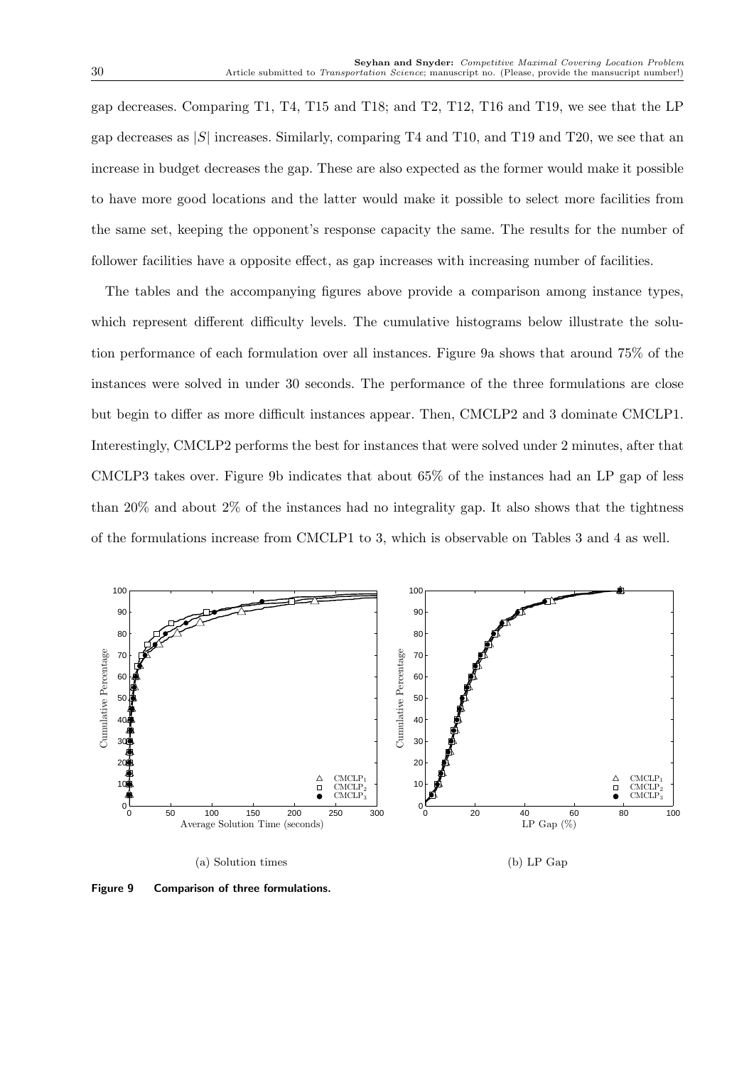gap decreases. Comparing T1, T4, T15 and T18; and T2, T12, T16 and T19, we see that the LP gap decreases as $|S|$ increases. Similarly, comparing T4 and T10, and T19 and T20, we see that an increase in budget decreases the gap. These are also expected as the former would make it possible to have more good locations and the latter would make it possible to select more facilities from the same set, keeping the opponent's response capacity the same. The results for the number of follower facilities have a opposite effect, as gap increases with increasing number of facilities.

The tables and the accompanying figures above provide a comparison among instance types, which represent different difficulty levels. The cumulative histograms below illustrate the solution performance of each formulation over all instances. Figure 9a shows that around 75% of the instances were solved in under 30 seconds. The performance of the three formulations are close but begin to differ as more difficult instances appear. Then, CMCLP2 and 3 dominate CMCLP1. Interestingly, CMCLP2 performs the best for instances that were solved under 2 minutes, after that CMCLP3 takes over. Figure 9b indicates that about 65% of the instances had an LP gap of less than 20% and about 2% of the instances had no integrality gap. It also shows that the tightness of the formulations increase from CMCLP1 to 3, which is observable on Tables 3 and 4 as well.

(a) Solution times

(b) LP Gap

**Figure 9 Comparison of three formulations.**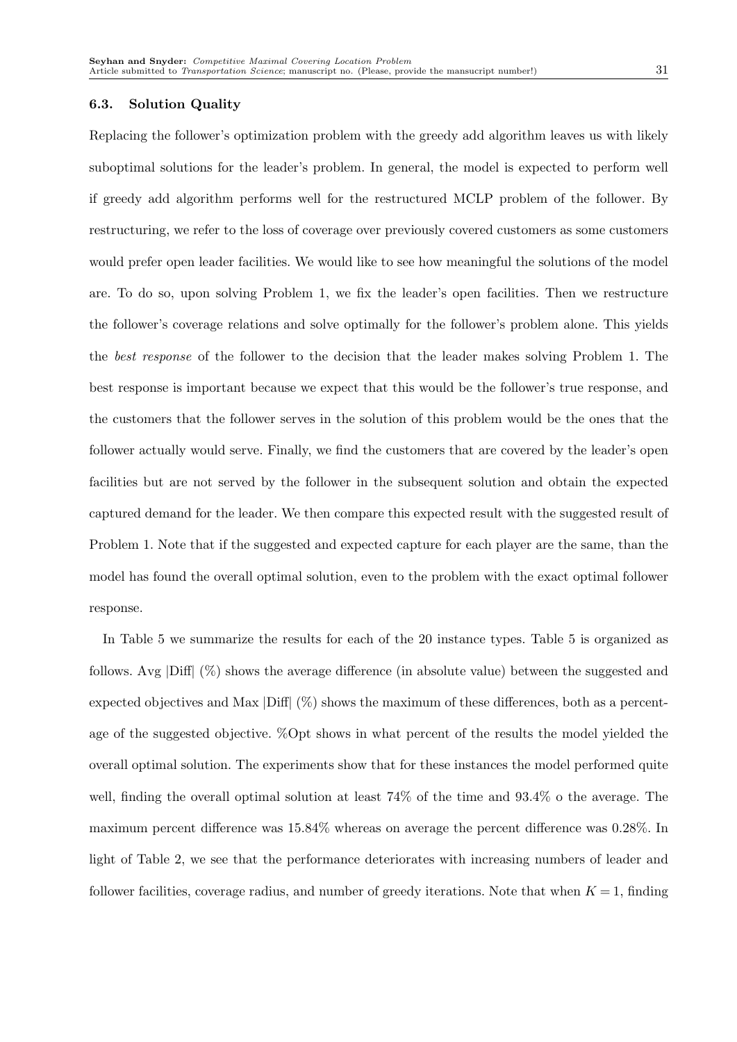### 6.3. Solution Quality

Replacing the follower's optimization problem with the greedy add algorithm leaves us with likely suboptimal solutions for the leader's problem. In general, the model is expected to perform well if greedy add algorithm performs well for the restructured MCLP problem of the follower. By restructuring, we refer to the loss of coverage over previously covered customers as some customers would prefer open leader facilities. We would like to see how meaningful the solutions of the model are. To do so, upon solving Problem 1, we fix the leader's open facilities. Then we restructure the follower's coverage relations and solve optimally for the follower's problem alone. This yields the *best response* of the follower to the decision that the leader makes solving Problem 1. The best response is important because we expect that this would be the follower's true response, and the customers that the follower serves in the solution of this problem would be the ones that the follower actually would serve. Finally, we find the customers that are covered by the leader's open facilities but are not served by the follower in the subsequent solution and obtain the expected captured demand for the leader. We then compare this expected result with the suggested result of Problem 1. Note that if the suggested and expected capture for each player are the same, than the model has found the overall optimal solution, even to the problem with the exact optimal follower response.

In Table 5 we summarize the results for each of the 20 instance types. Table 5 is organized as follows. Avg |Diff| (%) shows the average difference (in absolute value) between the suggested and expected objectives and Max |Diff| (%) shows the maximum of these differences, both as a percentage of the suggested objective. %Opt shows in what percent of the results the model yielded the overall optimal solution. The experiments show that for these instances the model performed quite well, finding the overall optimal solution at least 74% of the time and 93.4% o the average. The maximum percent difference was 15.84% whereas on average the percent difference was 0.28%. In light of Table 2, we see that the performance deteriorates with increasing numbers of leader and follower facilities, coverage radius, and number of greedy iterations. Note that when $K = 1$, finding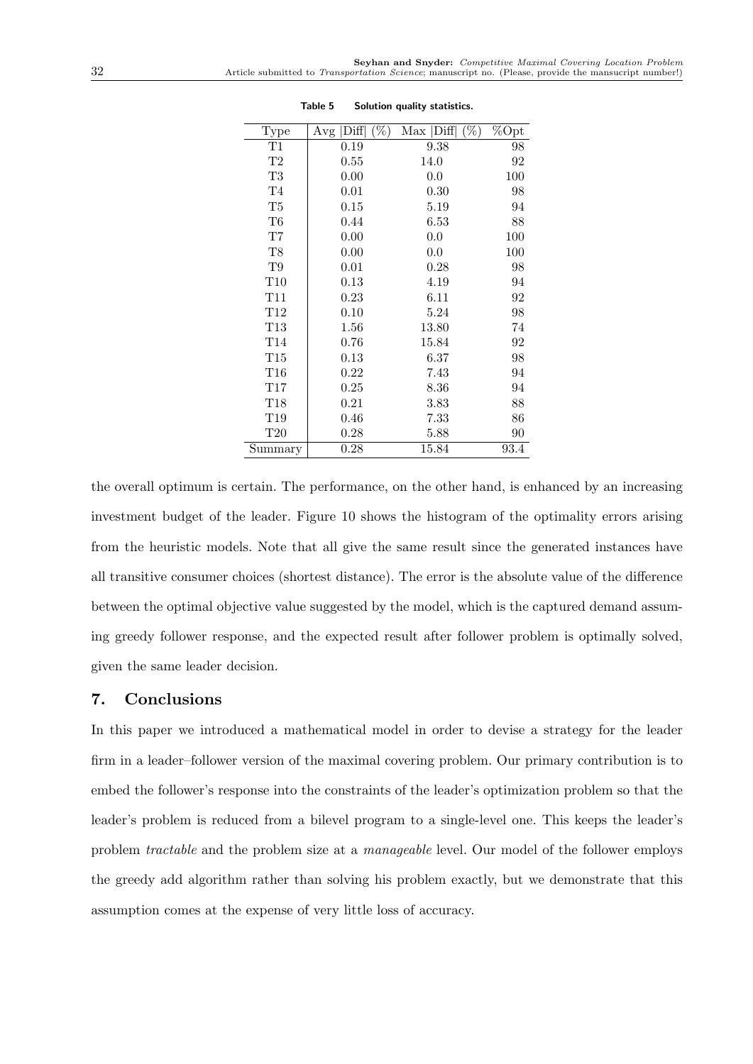Table 5 Solution quality statistics.

| Type | Avg \|Diff\| (%) | Max \|Diff\| (%) | %Opt |
|---|---|---|---|
| T1 | 0.19 | 9.38 | 98 |
| T2 | 0.55 | 14.0 | 92 |
| T3 | 0.00 | 0.0 | 100 |
| T4 | 0.01 | 0.30 | 98 |
| T5 | 0.15 | 5.19 | 94 |
| T6 | 0.44 | 6.53 | 88 |
| T7 | 0.00 | 0.0 | 100 |
| T8 | 0.00 | 0.0 | 100 |
| T9 | 0.01 | 0.28 | 98 |
| T10 | 0.13 | 4.19 | 94 |
| T11 | 0.23 | 6.11 | 92 |
| T12 | 0.10 | 5.24 | 98 |
| T13 | 1.56 | 13.80 | 74 |
| T14 | 0.76 | 15.84 | 92 |
| T15 | 0.13 | 6.37 | 98 |
| T16 | 0.22 | 7.43 | 94 |
| T17 | 0.25 | 8.36 | 94 |
| T18 | 0.21 | 3.83 | 88 |
| T19 | 0.46 | 7.33 | 86 |
| T20 | 0.28 | 5.88 | 90 |
| Summary | 0.28 | 15.84 | 93.4 |

the overall optimum is certain. The performance, on the other hand, is enhanced by an increasing investment budget of the leader. Figure 10 shows the histogram of the optimality errors arising from the heuristic models. Note that all give the same result since the generated instances have all transitive consumer choices (shortest distance). The error is the absolute value of the difference between the optimal objective value suggested by the model, which is the captured demand assuming greedy follower response, and the expected result after follower problem is optimally solved, given the same leader decision.

## 7. Conclusions

In this paper we introduced a mathematical model in order to devise a strategy for the leader firm in a leader–follower version of the maximal covering problem. Our primary contribution is to embed the follower's response into the constraints of the leader's optimization problem so that the leader's problem is reduced from a bilevel program to a single-level one. This keeps the leader's problem *tractable* and the problem size at a *manageable* level. Our model of the follower employs the greedy add algorithm rather than solving his problem exactly, but we demonstrate that this assumption comes at the expense of very little loss of accuracy.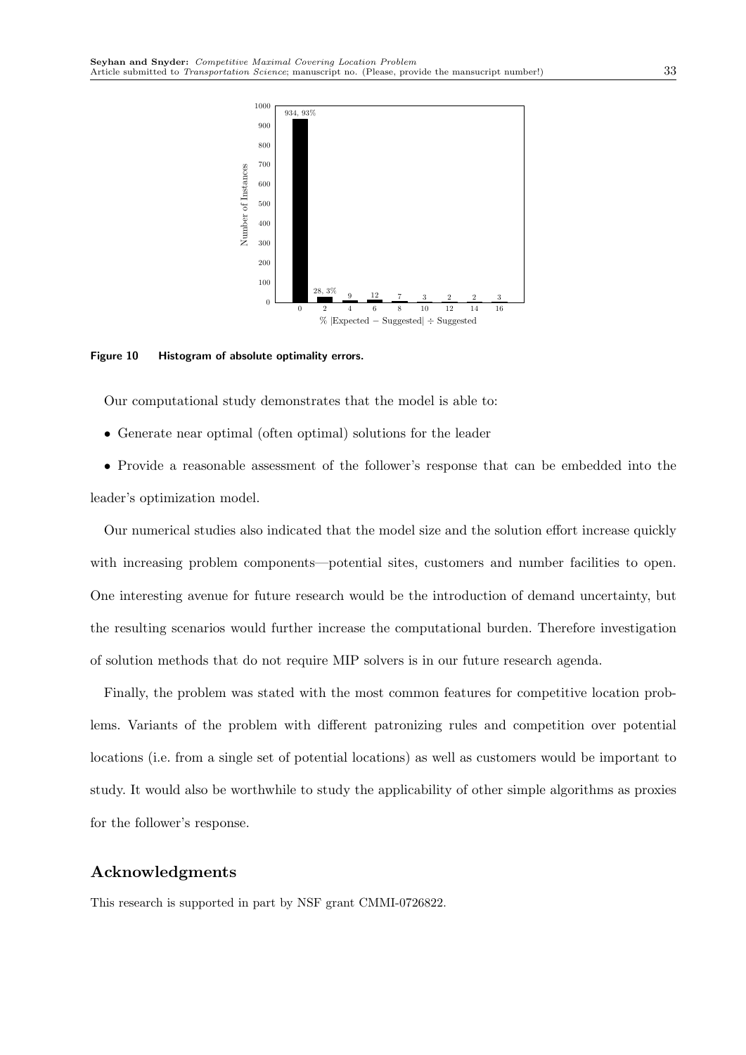1000
900
800
700
600
500
400
300
200
100
0

Number of Instances

934, 93%

28, 3%

9

12

7

3

2

2

3

0 2 4 6 8 10 12 14 16

% |Expected − Suggested| ÷ Suggested

**Figure 10 Histogram of absolute optimality errors.**

Our computational study demonstrates that the model is able to:

- Generate near optimal (often optimal) solutions for the leader
- Provide a reasonable assessment of the follower's response that can be embedded into the leader's optimization model.

Our numerical studies also indicated that the model size and the solution effort increase quickly with increasing problem components—potential sites, customers and number facilities to open. One interesting avenue for future research would be the introduction of demand uncertainty, but the resulting scenarios would further increase the computational burden. Therefore investigation of solution methods that do not require MIP solvers is in our future research agenda.

Finally, the problem was stated with the most common features for competitive location problems. Variants of the problem with different patronizing rules and competition over potential locations (i.e. from a single set of potential locations) as well as customers would be important to study. It would also be worthwhile to study the applicability of other simple algorithms as proxies for the follower's response.

## Acknowledgments

This research is supported in part by NSF grant CMMI-0726822.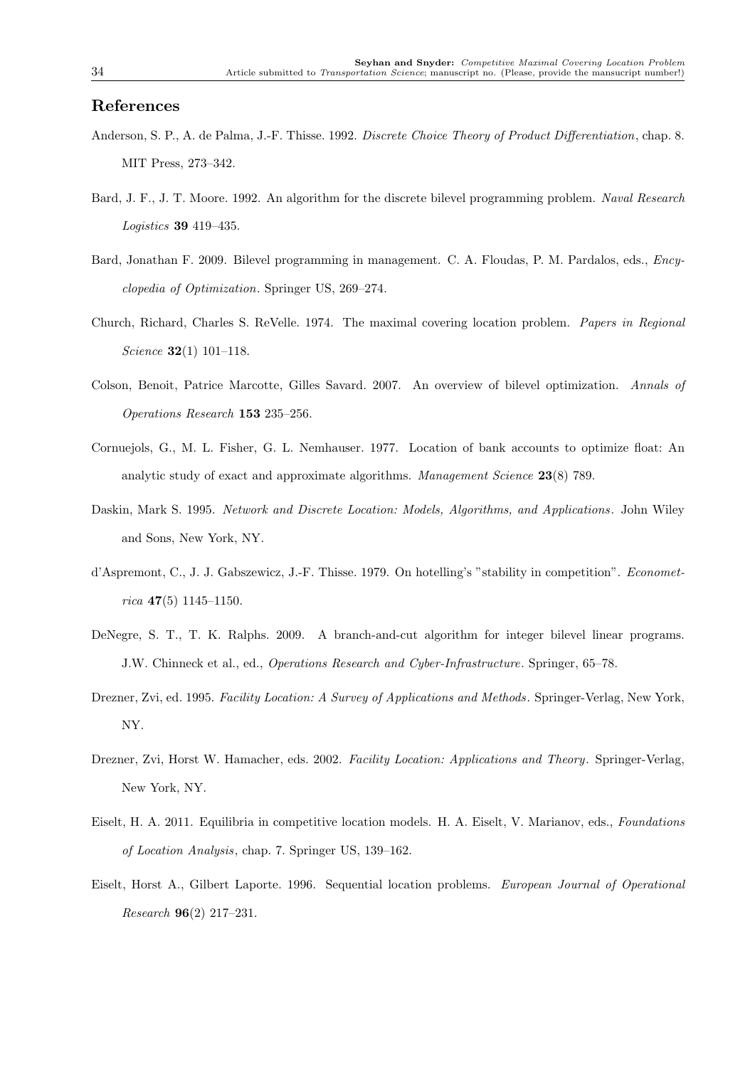## References

Anderson, S. P., A. de Palma, J.-F. Thisse. 1992. *Discrete Choice Theory of Product Differentiation*, chap. 8. MIT Press, 273–342.

Bard, J. F., J. T. Moore. 1992. An algorithm for the discrete bilevel programming problem. *Naval Research Logistics* **39** 419–435.

Bard, Jonathan F. 2009. Bilevel programming in management. C. A. Floudas, P. M. Pardalos, eds., *Encyclopedia of Optimization*. Springer US, 269–274.

Church, Richard, Charles S. ReVelle. 1974. The maximal covering location problem. *Papers in Regional Science* **32**(1) 101–118.

Colson, Benoit, Patrice Marcotte, Gilles Savard. 2007. An overview of bilevel optimization. *Annals of Operations Research* **153** 235–256.

Cornuejols, G., M. L. Fisher, G. L. Nemhauser. 1977. Location of bank accounts to optimize float: An analytic study of exact and approximate algorithms. *Management Science* **23**(8) 789.

Daskin, Mark S. 1995. *Network and Discrete Location: Models, Algorithms, and Applications*. John Wiley and Sons, New York, NY.

d'Aspremont, C., J. J. Gabszewicz, J.-F. Thisse. 1979. On hotelling's "stability in competition". *Econometrica* **47**(5) 1145–1150.

DeNegre, S. T., T. K. Ralphs. 2009. A branch-and-cut algorithm for integer bilevel linear programs. J.W. Chinneck et al., ed., *Operations Research and Cyber-Infrastructure*. Springer, 65–78.

Drezner, Zvi, ed. 1995. *Facility Location: A Survey of Applications and Methods*. Springer-Verlag, New York, NY.

Drezner, Zvi, Horst W. Hamacher, eds. 2002. *Facility Location: Applications and Theory*. Springer-Verlag, New York, NY.

Eiselt, H. A. 2011. Equilibria in competitive location models. H. A. Eiselt, V. Marianov, eds., *Foundations of Location Analysis*, chap. 7. Springer US, 139–162.

Eiselt, Horst A., Gilbert Laporte. 1996. Sequential location problems. *European Journal of Operational Research* **96**(2) 217–231.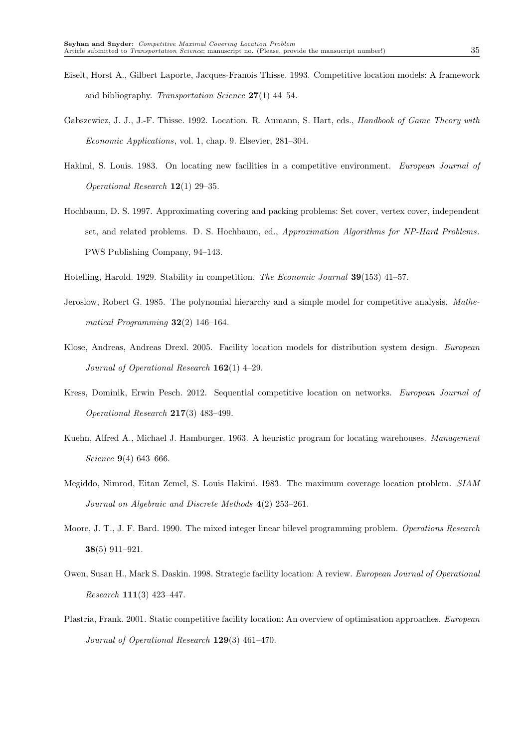Eiselt, Horst A., Gilbert Laporte, Jacques-Franois Thisse. 1993. Competitive location models: A framework and bibliography. *Transportation Science* **27**(1) 44–54.

Gabszewicz, J. J., J.-F. Thisse. 1992. Location. R. Aumann, S. Hart, eds., *Handbook of Game Theory with Economic Applications*, vol. 1, chap. 9. Elsevier, 281–304.

Hakimi, S. Louis. 1983. On locating new facilities in a competitive environment. *European Journal of Operational Research* **12**(1) 29–35.

Hochbaum, D. S. 1997. Approximating covering and packing problems: Set cover, vertex cover, independent set, and related problems. D. S. Hochbaum, ed., *Approximation Algorithms for NP-Hard Problems*. PWS Publishing Company, 94–143.

Hotelling, Harold. 1929. Stability in competition. *The Economic Journal* **39**(153) 41–57.

Jeroslow, Robert G. 1985. The polynomial hierarchy and a simple model for competitive analysis. *Mathematical Programming* **32**(2) 146–164.

Klose, Andreas, Andreas Drexl. 2005. Facility location models for distribution system design. *European Journal of Operational Research* **162**(1) 4–29.

Kress, Dominik, Erwin Pesch. 2012. Sequential competitive location on networks. *European Journal of Operational Research* **217**(3) 483–499.

Kuehn, Alfred A., Michael J. Hamburger. 1963. A heuristic program for locating warehouses. *Management Science* **9**(4) 643–666.

Megiddo, Nimrod, Eitan Zemel, S. Louis Hakimi. 1983. The maximum coverage location problem. *SIAM Journal on Algebraic and Discrete Methods* **4**(2) 253–261.

Moore, J. T., J. F. Bard. 1990. The mixed integer linear bilevel programming problem. *Operations Research* **38**(5) 911–921.

Owen, Susan H., Mark S. Daskin. 1998. Strategic facility location: A review. *European Journal of Operational Research* **111**(3) 423–447.

Plastria, Frank. 2001. Static competitive facility location: An overview of optimisation approaches. *European Journal of Operational Research* **129**(3) 461–470.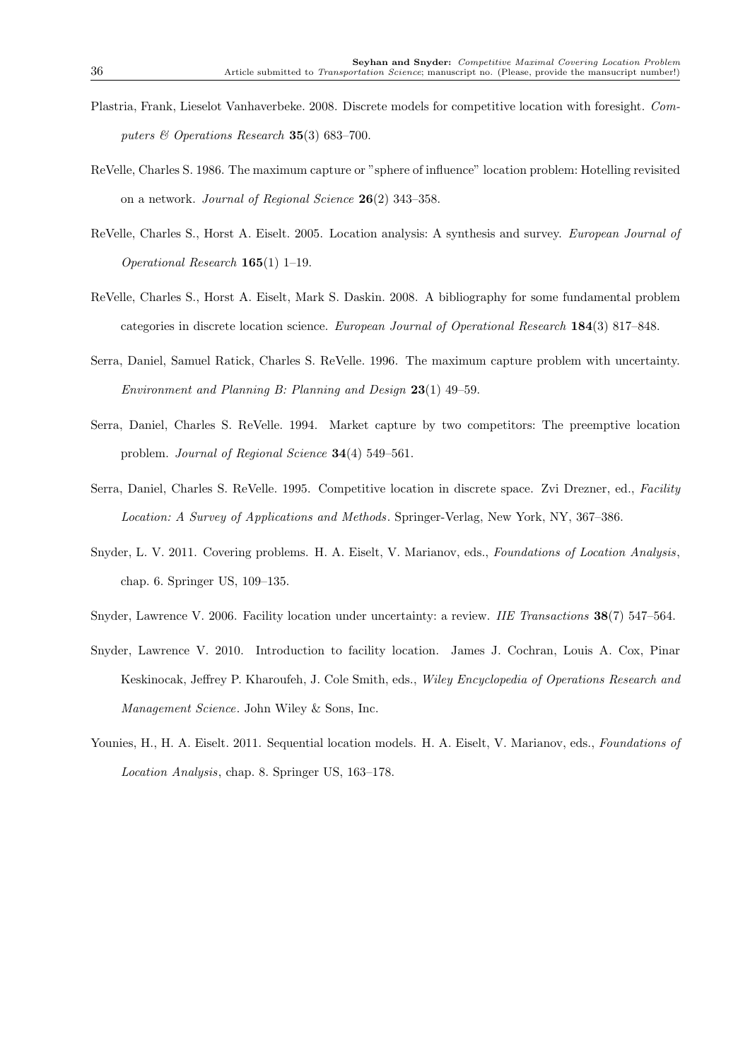Plastria, Frank, Lieselot Vanhaverbeke. 2008. Discrete models for competitive location with foresight. *Computers & Operations Research* **35**(3) 683–700.

ReVelle, Charles S. 1986. The maximum capture or "sphere of influence" location problem: Hotelling revisited on a network. *Journal of Regional Science* **26**(2) 343–358.

ReVelle, Charles S., Horst A. Eiselt. 2005. Location analysis: A synthesis and survey. *European Journal of Operational Research* **165**(1) 1–19.

ReVelle, Charles S., Horst A. Eiselt, Mark S. Daskin. 2008. A bibliography for some fundamental problem categories in discrete location science. *European Journal of Operational Research* **184**(3) 817–848.

Serra, Daniel, Samuel Ratick, Charles S. ReVelle. 1996. The maximum capture problem with uncertainty. *Environment and Planning B: Planning and Design* **23**(1) 49–59.

Serra, Daniel, Charles S. ReVelle. 1994. Market capture by two competitors: The preemptive location problem. *Journal of Regional Science* **34**(4) 549–561.

Serra, Daniel, Charles S. ReVelle. 1995. Competitive location in discrete space. Zvi Drezner, ed., *Facility Location: A Survey of Applications and Methods*. Springer-Verlag, New York, NY, 367–386.

Snyder, L. V. 2011. Covering problems. H. A. Eiselt, V. Marianov, eds., *Foundations of Location Analysis*, chap. 6. Springer US, 109–135.

Snyder, Lawrence V. 2006. Facility location under uncertainty: a review. *IIE Transactions* **38**(7) 547–564.

Snyder, Lawrence V. 2010. Introduction to facility location. James J. Cochran, Louis A. Cox, Pinar Keskinocak, Jeffrey P. Kharoufeh, J. Cole Smith, eds., *Wiley Encyclopedia of Operations Research and Management Science*. John Wiley & Sons, Inc.

Younies, H., H. A. Eiselt. 2011. Sequential location models. H. A. Eiselt, V. Marianov, eds., *Foundations of Location Analysis*, chap. 8. Springer US, 163–178.